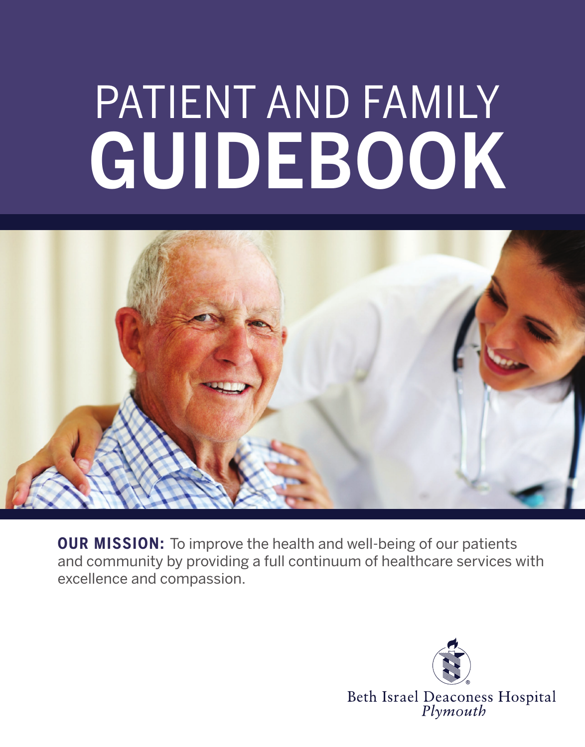# PATIENT AND FAMILY GUIDEBOOK

**OUR MISSION:** To improve the health and well-being of our patients and community by providing a full continuum of healthcare services with excellence and compassion.

Beth Israel Deaconess Hospital
*Plymouth*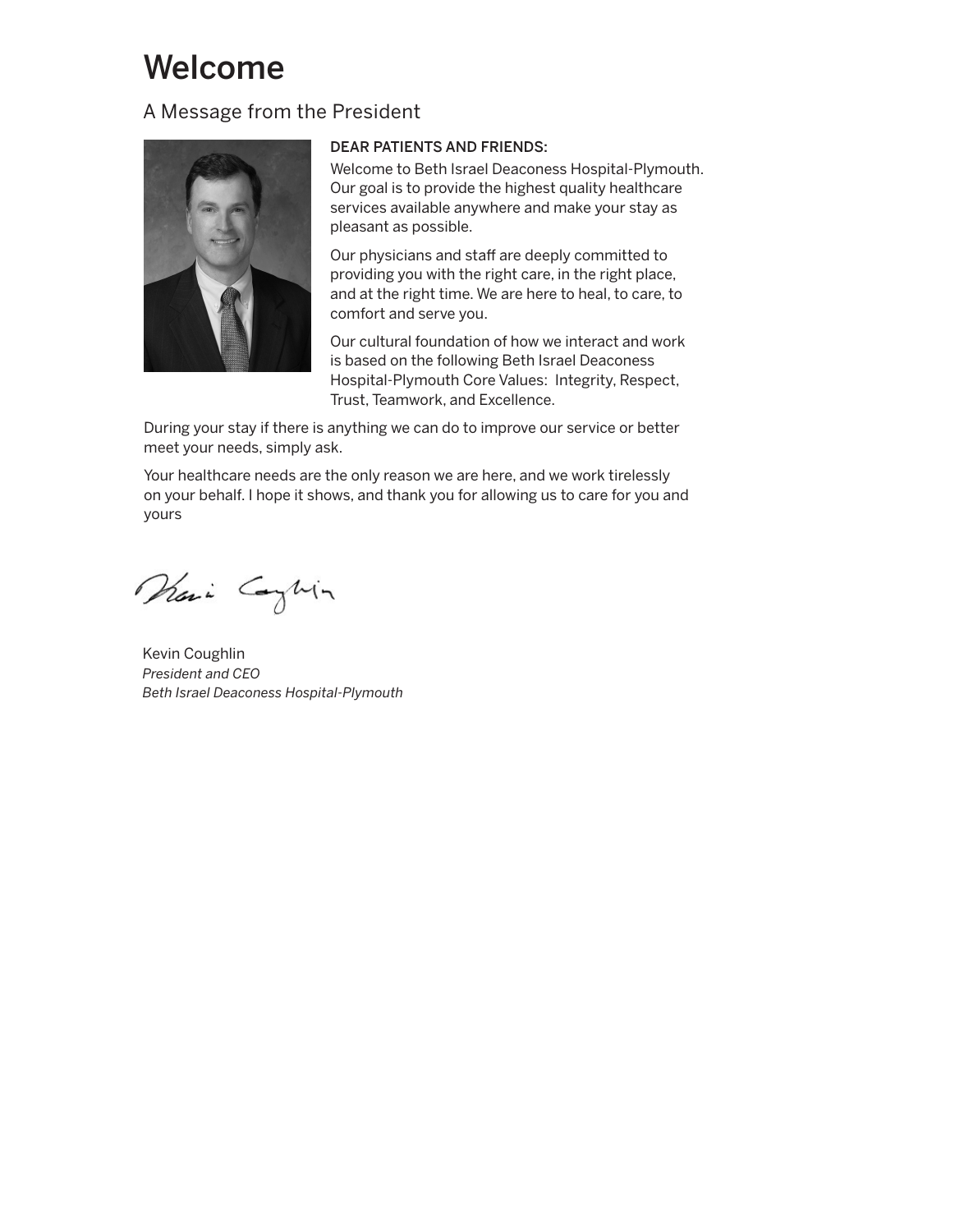# Welcome

## A Message from the President

DEAR PATIENTS AND FRIENDS:

Welcome to Beth Israel Deaconess Hospital-Plymouth. Our goal is to provide the highest quality healthcare services available anywhere and make your stay as pleasant as possible.

Our physicians and staff are deeply committed to providing you with the right care, in the right place, and at the right time. We are here to heal, to care, to comfort and serve you.

Our cultural foundation of how we interact and work is based on the following Beth Israel Deaconess Hospital-Plymouth Core Values: Integrity, Respect, Trust, Teamwork, and Excellence.

During your stay if there is anything we can do to improve our service or better meet your needs, simply ask.

Your healthcare needs are the only reason we are here, and we work tirelessly on your behalf. I hope it shows, and thank you for allowing us to care for you and yours

Kevin Coughlin
*President and CEO*
*Beth Israel Deaconess Hospital-Plymouth*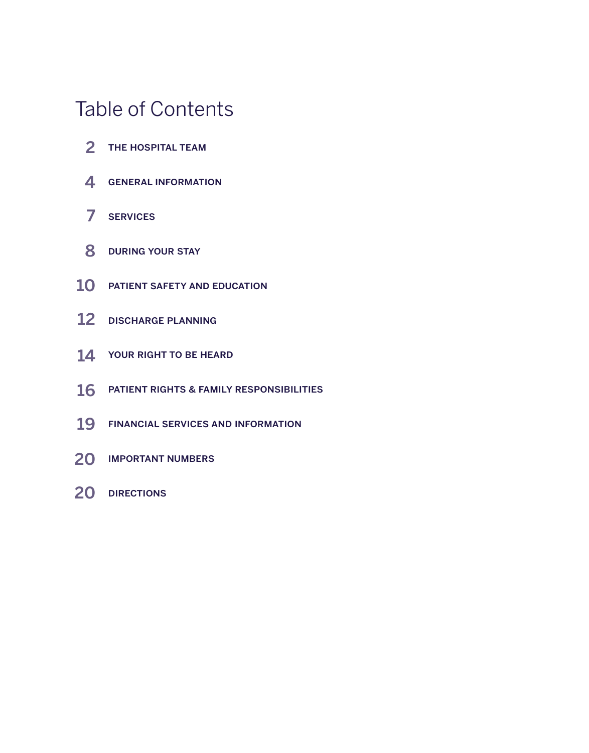# Table of Contents

- **2** THE HOSPITAL TEAM
- **4** GENERAL INFORMATION
- **7** SERVICES
- **8** DURING YOUR STAY
- **10** PATIENT SAFETY AND EDUCATION
- **12** DISCHARGE PLANNING
- **14** YOUR RIGHT TO BE HEARD
- **16** PATIENT RIGHTS & FAMILY RESPONSIBILITIES
- **19** FINANCIAL SERVICES AND INFORMATION
- **20** IMPORTANT NUMBERS
- **20** DIRECTIONS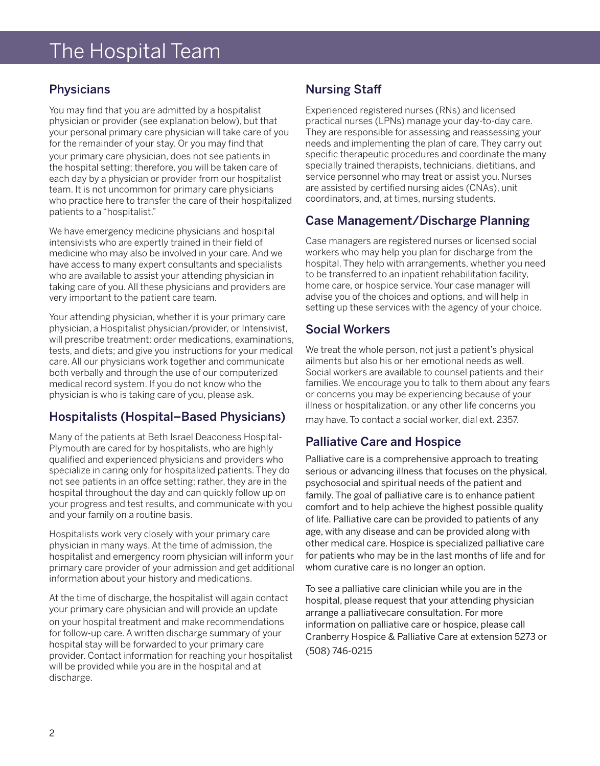# The Hospital Team

## Physicians

You may find that you are admitted by a hospitalist physician or provider (see explanation below), but that your personal primary care physician will take care of you for the remainder of your stay. Or you may find that your primary care physician, does not see patients in the hospital setting; therefore, you will be taken care of each day by a physician or provider from our hospitalist team. It is not uncommon for primary care physicians who practice here to transfer the care of their hospitalized patients to a "hospitalist."

We have emergency medicine physicians and hospital intensivists who are expertly trained in their field of medicine who may also be involved in your care. And we have access to many expert consultants and specialists who are available to assist your attending physician in taking care of you. All these physicians and providers are very important to the patient care team.

Your attending physician, whether it is your primary care physician, a Hospitalist physician/provider, or Intensivist, will prescribe treatment; order medications, examinations, tests, and diets; and give you instructions for your medical care. All our physicians work together and communicate both verbally and through the use of our computerized medical record system. If you do not know who the physician is who is taking care of you, please ask.

## Hospitalists (Hospital–Based Physicians)

Many of the patients at Beth Israel Deaconess Hospital-Plymouth are cared for by hospitalists, who are highly qualified and experienced physicians and providers who specialize in caring only for hospitalized patients. They do not see patients in an offce setting; rather, they are in the hospital throughout the day and can quickly follow up on your progress and test results, and communicate with you and your family on a routine basis.

Hospitalists work very closely with your primary care physician in many ways. At the time of admission, the hospitalist and emergency room physician will inform your primary care provider of your admission and get additional information about your history and medications.

At the time of discharge, the hospitalist will again contact your primary care physician and will provide an update on your hospital treatment and make recommendations for follow-up care. A written discharge summary of your hospital stay will be forwarded to your primary care provider. Contact information for reaching your hospitalist will be provided while you are in the hospital and at discharge.

## Nursing Staff

Experienced registered nurses (RNs) and licensed practical nurses (LPNs) manage your day-to-day care. They are responsible for assessing and reassessing your needs and implementing the plan of care. They carry out specific therapeutic procedures and coordinate the many specially trained therapists, technicians, dietitians, and service personnel who may treat or assist you. Nurses are assisted by certified nursing aides (CNAs), unit coordinators, and, at times, nursing students.

## Case Management/Discharge Planning

Case managers are registered nurses or licensed social workers who may help you plan for discharge from the hospital. They help with arrangements, whether you need to be transferred to an inpatient rehabilitation facility, home care, or hospice service. Your case manager will advise you of the choices and options, and will help in setting up these services with the agency of your choice.

## Social Workers

We treat the whole person, not just a patient's physical ailments but also his or her emotional needs as well. Social workers are available to counsel patients and their families. We encourage you to talk to them about any fears or concerns you may be experiencing because of your illness or hospitalization, or any other life concerns you may have. To contact a social worker, dial ext. 2357.

## Palliative Care and Hospice

Palliative care is a comprehensive approach to treating serious or advancing illness that focuses on the physical, psychosocial and spiritual needs of the patient and family. The goal of palliative care is to enhance patient comfort and to help achieve the highest possible quality of life. Palliative care can be provided to patients of any age, with any disease and can be provided along with other medical care. Hospice is specialized palliative care for patients who may be in the last months of life and for whom curative care is no longer an option.

To see a palliative care clinician while you are in the hospital, please request that your attending physician arrange a palliativecare consultation. For more information on palliative care or hospice, please call Cranberry Hospice & Palliative Care at extension 5273 or (508) 746-0215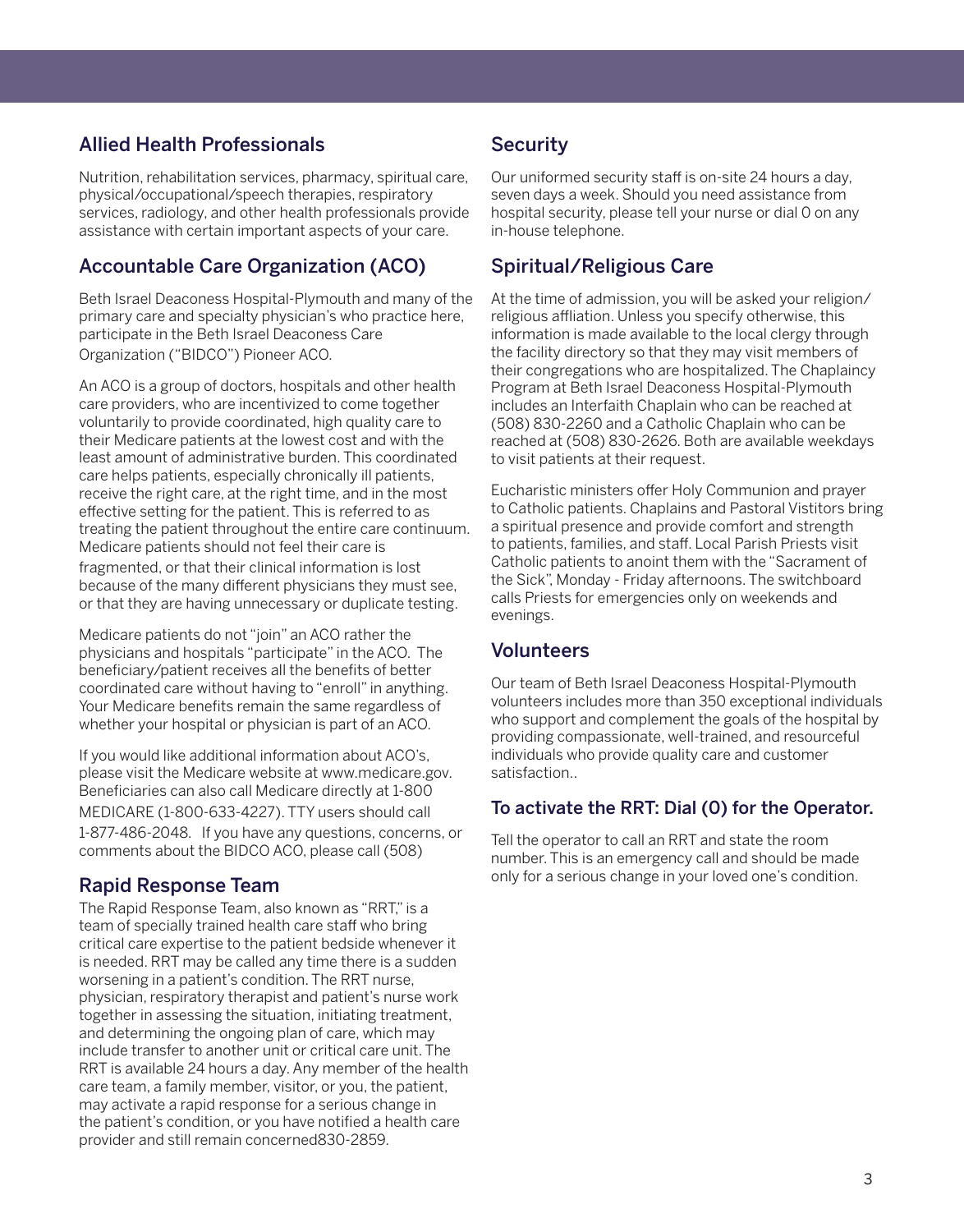## Allied Health Professionals

Nutrition, rehabilitation services, pharmacy, spiritual care, physical/occupational/speech therapies, respiratory services, radiology, and other health professionals provide assistance with certain important aspects of your care.

## Accountable Care Organization (ACO)

Beth Israel Deaconess Hospital-Plymouth and many of the primary care and specialty physician's who practice here, participate in the Beth Israel Deaconess Care Organization ("BIDCO") Pioneer ACO.

An ACO is a group of doctors, hospitals and other health care providers, who are incentivized to come together voluntarily to provide coordinated, high quality care to their Medicare patients at the lowest cost and with the least amount of administrative burden. This coordinated care helps patients, especially chronically ill patients, receive the right care, at the right time, and in the most effective setting for the patient. This is referred to as treating the patient throughout the entire care continuum. Medicare patients should not feel their care is fragmented, or that their clinical information is lost because of the many different physicians they must see, or that they are having unnecessary or duplicate testing.

Medicare patients do not "join" an ACO rather the physicians and hospitals "participate" in the ACO. The beneficiary/patient receives all the benefits of better coordinated care without having to "enroll" in anything. Your Medicare benefits remain the same regardless of whether your hospital or physician is part of an ACO.

If you would like additional information about ACO's, please visit the Medicare website at www.medicare.gov. Beneficiaries can also call Medicare directly at 1-800 MEDICARE (1-800-633-4227). TTY users should call 1-877-486-2048. If you have any questions, concerns, or comments about the BIDCO ACO, please call (508)

## Rapid Response Team

The Rapid Response Team, also known as "RRT," is a team of specially trained health care staff who bring critical care expertise to the patient bedside whenever it is needed. RRT may be called any time there is a sudden worsening in a patient's condition. The RRT nurse, physician, respiratory therapist and patient's nurse work together in assessing the situation, initiating treatment, and determining the ongoing plan of care, which may include transfer to another unit or critical care unit. The RRT is available 24 hours a day. Any member of the health care team, a family member, visitor, or you, the patient, may activate a rapid response for a serious change in the patient's condition, or you have notified a health care provider and still remain concerned830-2859.

## Security

Our uniformed security staff is on-site 24 hours a day, seven days a week. Should you need assistance from hospital security, please tell your nurse or dial 0 on any in-house telephone.

## Spiritual/Religious Care

At the time of admission, you will be asked your religion/ religious affliation. Unless you specify otherwise, this information is made available to the local clergy through the facility directory so that they may visit members of their congregations who are hospitalized. The Chaplaincy Program at Beth Israel Deaconess Hospital-Plymouth includes an Interfaith Chaplain who can be reached at (508) 830-2260 and a Catholic Chaplain who can be reached at (508) 830-2626. Both are available weekdays to visit patients at their request.

Eucharistic ministers offer Holy Communion and prayer to Catholic patients. Chaplains and Pastoral Vistitors bring a spiritual presence and provide comfort and strength to patients, families, and staff. Local Parish Priests visit Catholic patients to anoint them with the "Sacrament of the Sick", Monday - Friday afternoons. The switchboard calls Priests for emergencies only on weekends and evenings.

## Volunteers

Our team of Beth Israel Deaconess Hospital-Plymouth volunteers includes more than 350 exceptional individuals who support and complement the goals of the hospital by providing compassionate, well-trained, and resourceful individuals who provide quality care and customer satisfaction..

## To activate the RRT: Dial (0) for the Operator.

Tell the operator to call an RRT and state the room number. This is an emergency call and should be made only for a serious change in your loved one's condition.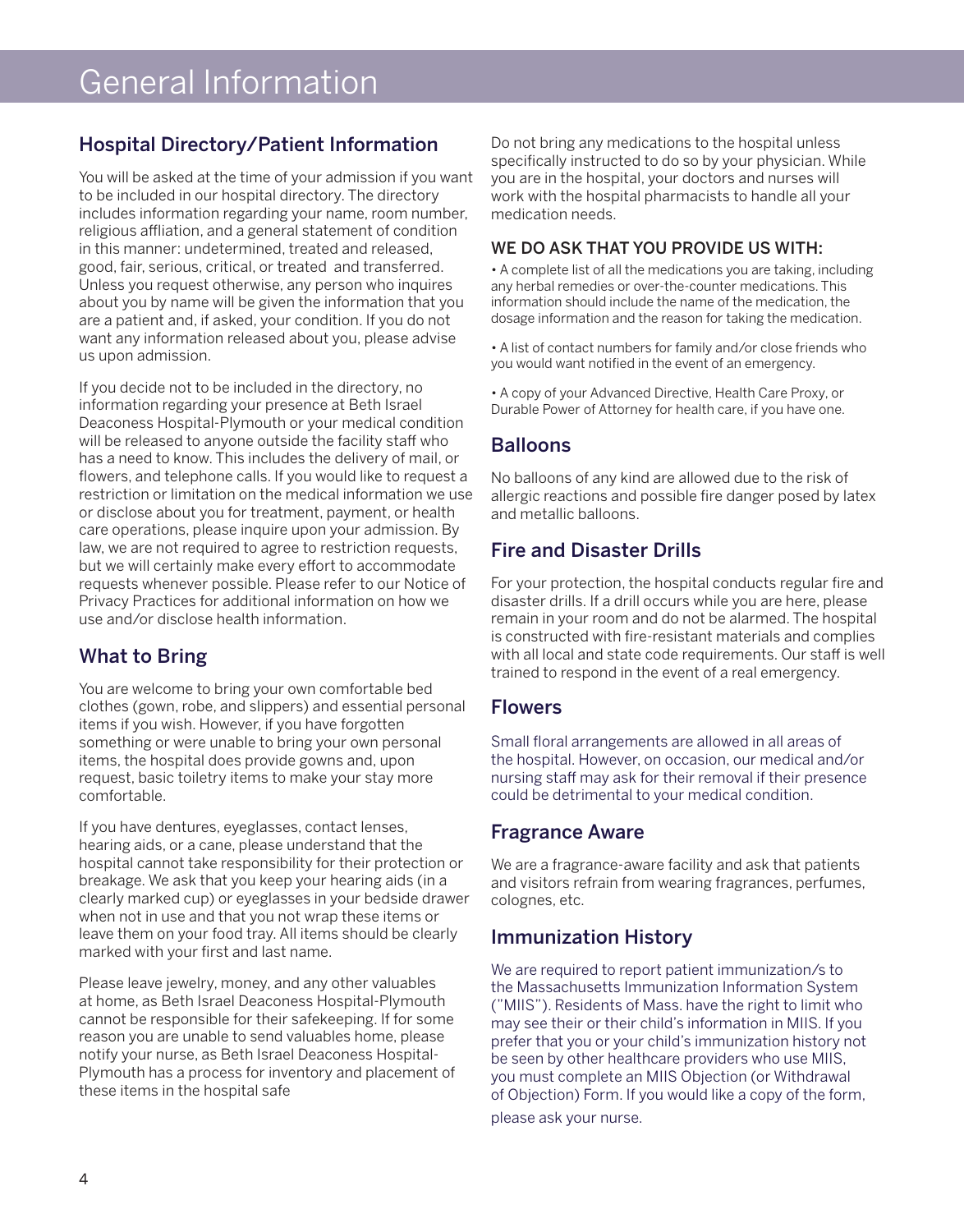# General Information

## Hospital Directory/Patient Information

You will be asked at the time of your admission if you want to be included in our hospital directory. The directory includes information regarding your name, room number, religious affliation, and a general statement of condition in this manner: undetermined, treated and released, good, fair, serious, critical, or treated and transferred. Unless you request otherwise, any person who inquires about you by name will be given the information that you are a patient and, if asked, your condition. If you do not want any information released about you, please advise us upon admission.

If you decide not to be included in the directory, no information regarding your presence at Beth Israel Deaconess Hospital-Plymouth or your medical condition will be released to anyone outside the facility staff who has a need to know. This includes the delivery of mail, or flowers, and telephone calls. If you would like to request a restriction or limitation on the medical information we use or disclose about you for treatment, payment, or health care operations, please inquire upon your admission. By law, we are not required to agree to restriction requests, but we will certainly make every effort to accommodate requests whenever possible. Please refer to our Notice of Privacy Practices for additional information on how we use and/or disclose health information.

## What to Bring

You are welcome to bring your own comfortable bed clothes (gown, robe, and slippers) and essential personal items if you wish. However, if you have forgotten something or were unable to bring your own personal items, the hospital does provide gowns and, upon request, basic toiletry items to make your stay more comfortable.

If you have dentures, eyeglasses, contact lenses, hearing aids, or a cane, please understand that the hospital cannot take responsibility for their protection or breakage. We ask that you keep your hearing aids (in a clearly marked cup) or eyeglasses in your bedside drawer when not in use and that you not wrap these items or leave them on your food tray. All items should be clearly marked with your first and last name.

Please leave jewelry, money, and any other valuables at home, as Beth Israel Deaconess Hospital-Plymouth cannot be responsible for their safekeeping. If for some reason you are unable to send valuables home, please notify your nurse, as Beth Israel Deaconess Hospital-Plymouth has a process for inventory and placement of these items in the hospital safe

Do not bring any medications to the hospital unless specifically instructed to do so by your physician. While you are in the hospital, your doctors and nurses will work with the hospital pharmacists to handle all your medication needs.

### WE DO ASK THAT YOU PROVIDE US WITH:

- A complete list of all the medications you are taking, including any herbal remedies or over-the-counter medications. This information should include the name of the medication, the dosage information and the reason for taking the medication.
- A list of contact numbers for family and/or close friends who you would want notified in the event of an emergency.
- A copy of your Advanced Directive, Health Care Proxy, or Durable Power of Attorney for health care, if you have one.

## Balloons

No balloons of any kind are allowed due to the risk of allergic reactions and possible fire danger posed by latex and metallic balloons.

## Fire and Disaster Drills

For your protection, the hospital conducts regular fire and disaster drills. If a drill occurs while you are here, please remain in your room and do not be alarmed. The hospital is constructed with fire-resistant materials and complies with all local and state code requirements. Our staff is well trained to respond in the event of a real emergency.

## Flowers

Small floral arrangements are allowed in all areas of the hospital. However, on occasion, our medical and/or nursing staff may ask for their removal if their presence could be detrimental to your medical condition.

## Fragrance Aware

We are a fragrance-aware facility and ask that patients and visitors refrain from wearing fragrances, perfumes, colognes, etc.

## Immunization History

We are required to report patient immunization/s to the Massachusetts Immunization Information System ("MIIS"). Residents of Mass. have the right to limit who may see their or their child's information in MIIS. If you prefer that you or your child's immunization history not be seen by other healthcare providers who use MIIS, you must complete an MIIS Objection (or Withdrawal of Objection) Form. If you would like a copy of the form, please ask your nurse.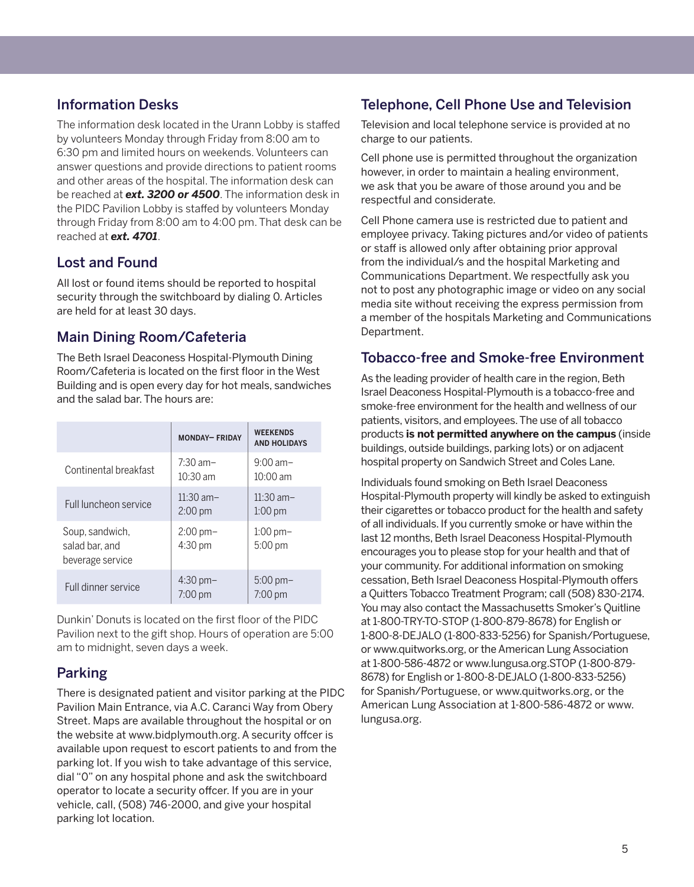## Information Desks

The information desk located in the Urann Lobby is staffed by volunteers Monday through Friday from 8:00 am to 6:30 pm and limited hours on weekends. Volunteers can answer questions and provide directions to patient rooms and other areas of the hospital. The information desk can be reached at ***ext. 3200 or 4500***. The information desk in the PIDC Pavilion Lobby is staffed by volunteers Monday through Friday from 8:00 am to 4:00 pm. That desk can be reached at ***ext. 4701***.

## Lost and Found

All lost or found items should be reported to hospital security through the switchboard by dialing 0. Articles are held for at least 30 days.

## Main Dining Room/Cafeteria

The Beth Israel Deaconess Hospital-Plymouth Dining Room/Cafeteria is located on the first floor in the West Building and is open every day for hot meals, sandwiches and the salad bar. The hours are:

| | MONDAY– FRIDAY | WEEKENDS AND HOLIDAYS |
|---|---|---|
| Continental breakfast | 7:30 am–10:30 am | 9:00 am–10:00 am |
| Full luncheon service | 11:30 am–2:00 pm | 11:30 am–1:00 pm |
| Soup, sandwich, salad bar, and beverage service | 2:00 pm–4:30 pm | 1:00 pm–5:00 pm |
| Full dinner service | 4:30 pm–7:00 pm | 5:00 pm–7:00 pm |

Dunkin' Donuts is located on the first floor of the PIDC Pavilion next to the gift shop. Hours of operation are 5:00 am to midnight, seven days a week.

## Parking

There is designated patient and visitor parking at the PIDC Pavilion Main Entrance, via A.C. Caranci Way from Obery Street. Maps are available throughout the hospital or on the website at www.bidplymouth.org. A security offcer is available upon request to escort patients to and from the parking lot. If you wish to take advantage of this service, dial "0" on any hospital phone and ask the switchboard operator to locate a security offcer. If you are in your vehicle, call, (508) 746-2000, and give your hospital parking lot location.

## Telephone, Cell Phone Use and Television

Television and local telephone service is provided at no charge to our patients.

Cell phone use is permitted throughout the organization however, in order to maintain a healing environment, we ask that you be aware of those around you and be respectful and considerate.

Cell Phone camera use is restricted due to patient and employee privacy. Taking pictures and/or video of patients or staff is allowed only after obtaining prior approval from the individual/s and the hospital Marketing and Communications Department. We respectfully ask you not to post any photographic image or video on any social media site without receiving the express permission from a member of the hospitals Marketing and Communications Department.

## Tobacco-free and Smoke-free Environment

As the leading provider of health care in the region, Beth Israel Deaconess Hospital-Plymouth is a tobacco-free and smoke-free environment for the health and wellness of our patients, visitors, and employees. The use of all tobacco products **is not permitted anywhere on the campus** (inside buildings, outside buildings, parking lots) or on adjacent hospital property on Sandwich Street and Coles Lane.

Individuals found smoking on Beth Israel Deaconess Hospital-Plymouth property will kindly be asked to extinguish their cigarettes or tobacco product for the health and safety of all individuals. If you currently smoke or have within the last 12 months, Beth Israel Deaconess Hospital-Plymouth encourages you to please stop for your health and that of your community. For additional information on smoking cessation, Beth Israel Deaconess Hospital-Plymouth offers a Quitters Tobacco Treatment Program; call (508) 830-2174. You may also contact the Massachusetts Smoker's Quitline at 1-800-TRY-TO-STOP (1-800-879-8678) for English or 1-800-8-DEJALO (1-800-833-5256) for Spanish/Portuguese, or www.quitworks.org, or the American Lung Association at 1-800-586-4872 or www.lungusa.org.STOP (1-800-879-8678) for English or 1-800-8-DEJALO (1-800-833-5256) for Spanish/Portuguese, or www.quitworks.org, or the American Lung Association at 1-800-586-4872 or www. lungusa.org.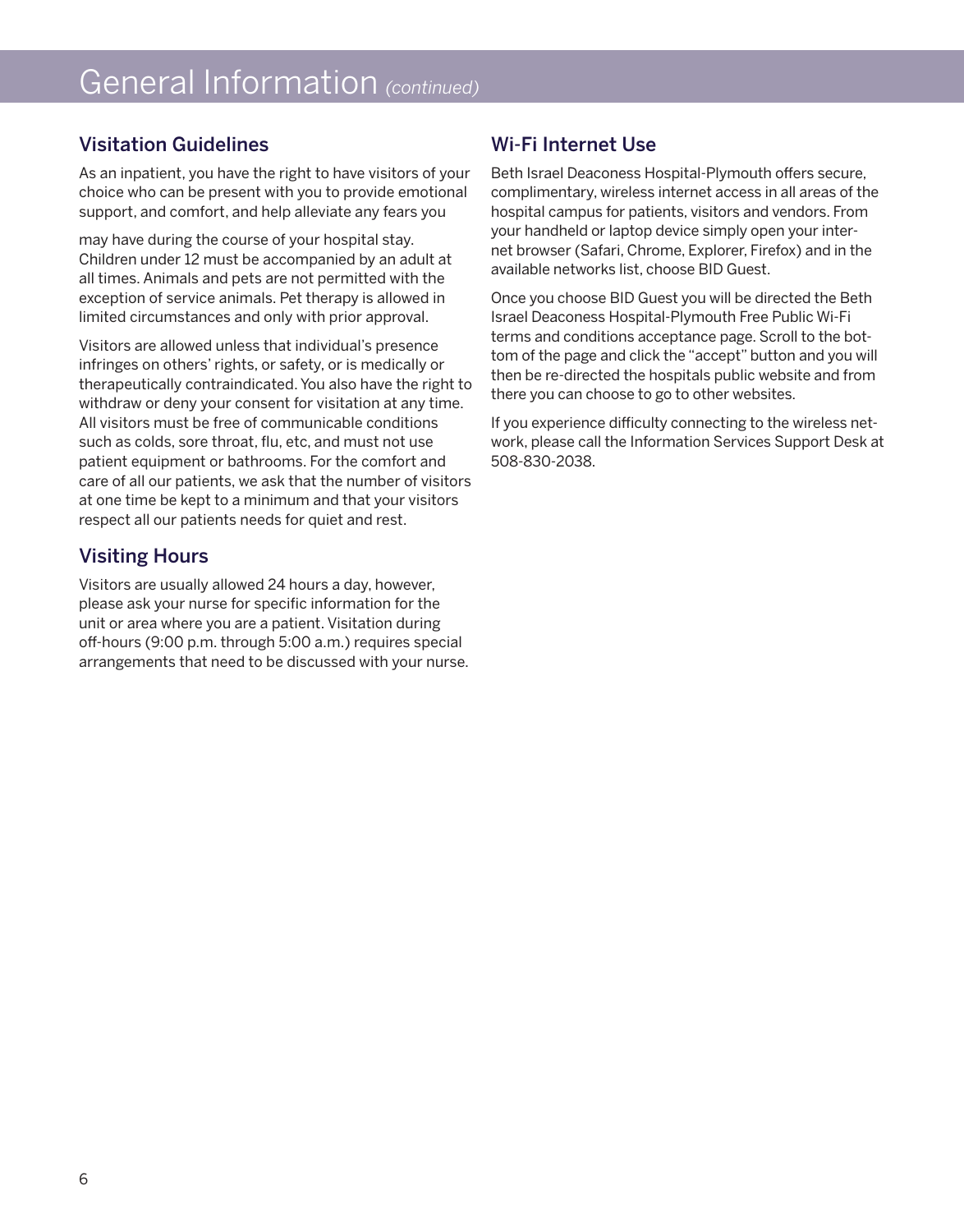# General Information *(continued)*

## Visitation Guidelines

As an inpatient, you have the right to have visitors of your choice who can be present with you to provide emotional support, and comfort, and help alleviate any fears you may have during the course of your hospital stay. Children under 12 must be accompanied by an adult at all times. Animals and pets are not permitted with the exception of service animals. Pet therapy is allowed in limited circumstances and only with prior approval.

Visitors are allowed unless that individual's presence infringes on others' rights, or safety, or is medically or therapeutically contraindicated. You also have the right to withdraw or deny your consent for visitation at any time. All visitors must be free of communicable conditions such as colds, sore throat, flu, etc, and must not use patient equipment or bathrooms. For the comfort and care of all our patients, we ask that the number of visitors at one time be kept to a minimum and that your visitors respect all our patients needs for quiet and rest.

## Visiting Hours

Visitors are usually allowed 24 hours a day, however, please ask your nurse for specific information for the unit or area where you are a patient. Visitation during off-hours (9:00 p.m. through 5:00 a.m.) requires special arrangements that need to be discussed with your nurse.

## Wi-Fi Internet Use

Beth Israel Deaconess Hospital-Plymouth offers secure, complimentary, wireless internet access in all areas of the hospital campus for patients, visitors and vendors. From your handheld or laptop device simply open your internet browser (Safari, Chrome, Explorer, Firefox) and in the available networks list, choose BID Guest.

Once you choose BID Guest you will be directed the Beth Israel Deaconess Hospital-Plymouth Free Public Wi-Fi terms and conditions acceptance page. Scroll to the bottom of the page and click the "accept" button and you will then be re-directed the hospitals public website and from there you can choose to go to other websites.

If you experience difficulty connecting to the wireless network, please call the Information Services Support Desk at 508-830-2038.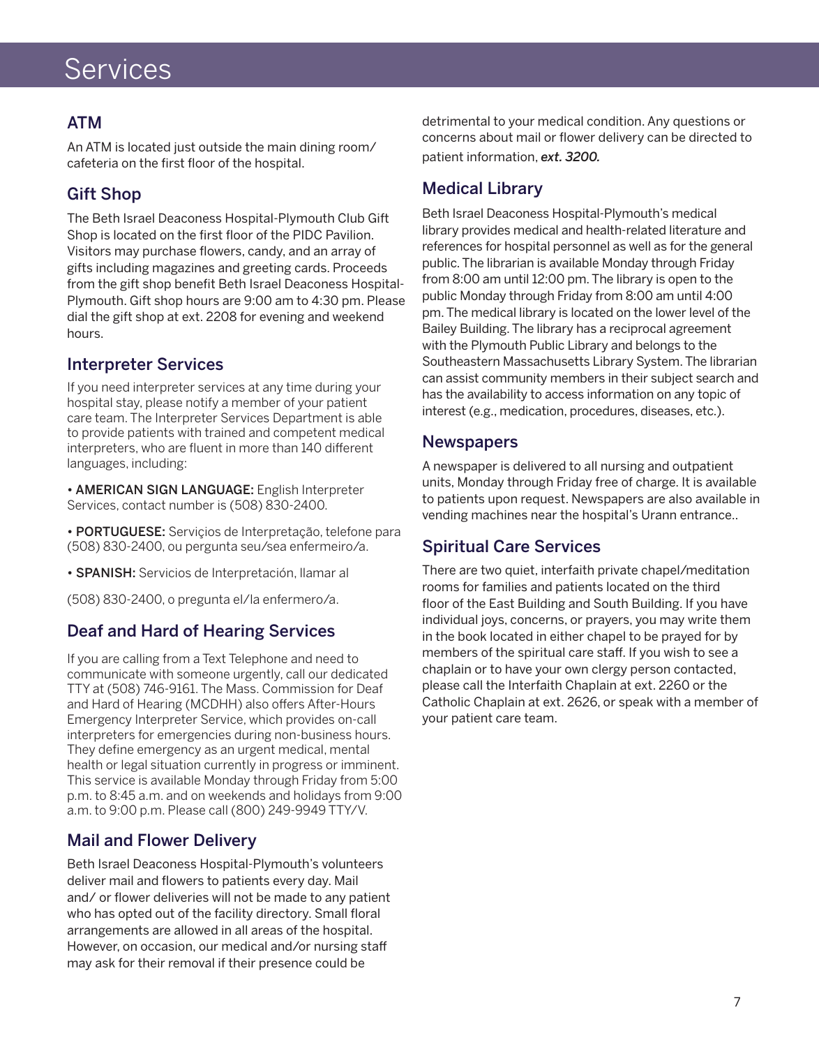# Services

## ATM

An ATM is located just outside the main dining room/ cafeteria on the first floor of the hospital.

## Gift Shop

The Beth Israel Deaconess Hospital-Plymouth Club Gift Shop is located on the first floor of the PIDC Pavilion. Visitors may purchase flowers, candy, and an array of gifts including magazines and greeting cards. Proceeds from the gift shop benefit Beth Israel Deaconess Hospital-Plymouth. Gift shop hours are 9:00 am to 4:30 pm. Please dial the gift shop at ext. 2208 for evening and weekend hours.

## Interpreter Services

If you need interpreter services at any time during your hospital stay, please notify a member of your patient care team. The Interpreter Services Department is able to provide patients with trained and competent medical interpreters, who are fluent in more than 140 different languages, including:

• **AMERICAN SIGN LANGUAGE:** English Interpreter Services, contact number is (508) 830-2400.

• **PORTUGUESE:** Serviços de Interpretação, telefone para (508) 830-2400, ou pergunta seu/sea enfermeiro/a.

• **SPANISH:** Servicios de Interpretación, llamar al

(508) 830-2400, o pregunta el/la enfermero/a.

## Deaf and Hard of Hearing Services

If you are calling from a Text Telephone and need to communicate with someone urgently, call our dedicated TTY at (508) 746-9161. The Mass. Commission for Deaf and Hard of Hearing (MCDHH) also offers After-Hours Emergency Interpreter Service, which provides on-call interpreters for emergencies during non-business hours. They define emergency as an urgent medical, mental health or legal situation currently in progress or imminent. This service is available Monday through Friday from 5:00 p.m. to 8:45 a.m. and on weekends and holidays from 9:00 a.m. to 9:00 p.m. Please call (800) 249-9949 TTY/V.

## Mail and Flower Delivery

Beth Israel Deaconess Hospital-Plymouth's volunteers deliver mail and flowers to patients every day. Mail and/ or flower deliveries will not be made to any patient who has opted out of the facility directory. Small floral arrangements are allowed in all areas of the hospital. However, on occasion, our medical and/or nursing staff may ask for their removal if their presence could be detrimental to your medical condition. Any questions or concerns about mail or flower delivery can be directed to patient information, ***ext. 3200.***

## Medical Library

Beth Israel Deaconess Hospital-Plymouth's medical library provides medical and health-related literature and references for hospital personnel as well as for the general public. The librarian is available Monday through Friday from 8:00 am until 12:00 pm. The library is open to the public Monday through Friday from 8:00 am until 4:00 pm. The medical library is located on the lower level of the Bailey Building. The library has a reciprocal agreement with the Plymouth Public Library and belongs to the Southeastern Massachusetts Library System. The librarian can assist community members in their subject search and has the availability to access information on any topic of interest (e.g., medication, procedures, diseases, etc.).

## Newspapers

A newspaper is delivered to all nursing and outpatient units, Monday through Friday free of charge. It is available to patients upon request. Newspapers are also available in vending machines near the hospital's Urann entrance..

## Spiritual Care Services

There are two quiet, interfaith private chapel/meditation rooms for families and patients located on the third floor of the East Building and South Building. If you have individual joys, concerns, or prayers, you may write them in the book located in either chapel to be prayed for by members of the spiritual care staff. If you wish to see a chaplain or to have your own clergy person contacted, please call the Interfaith Chaplain at ext. 2260 or the Catholic Chaplain at ext. 2626, or speak with a member of your patient care team.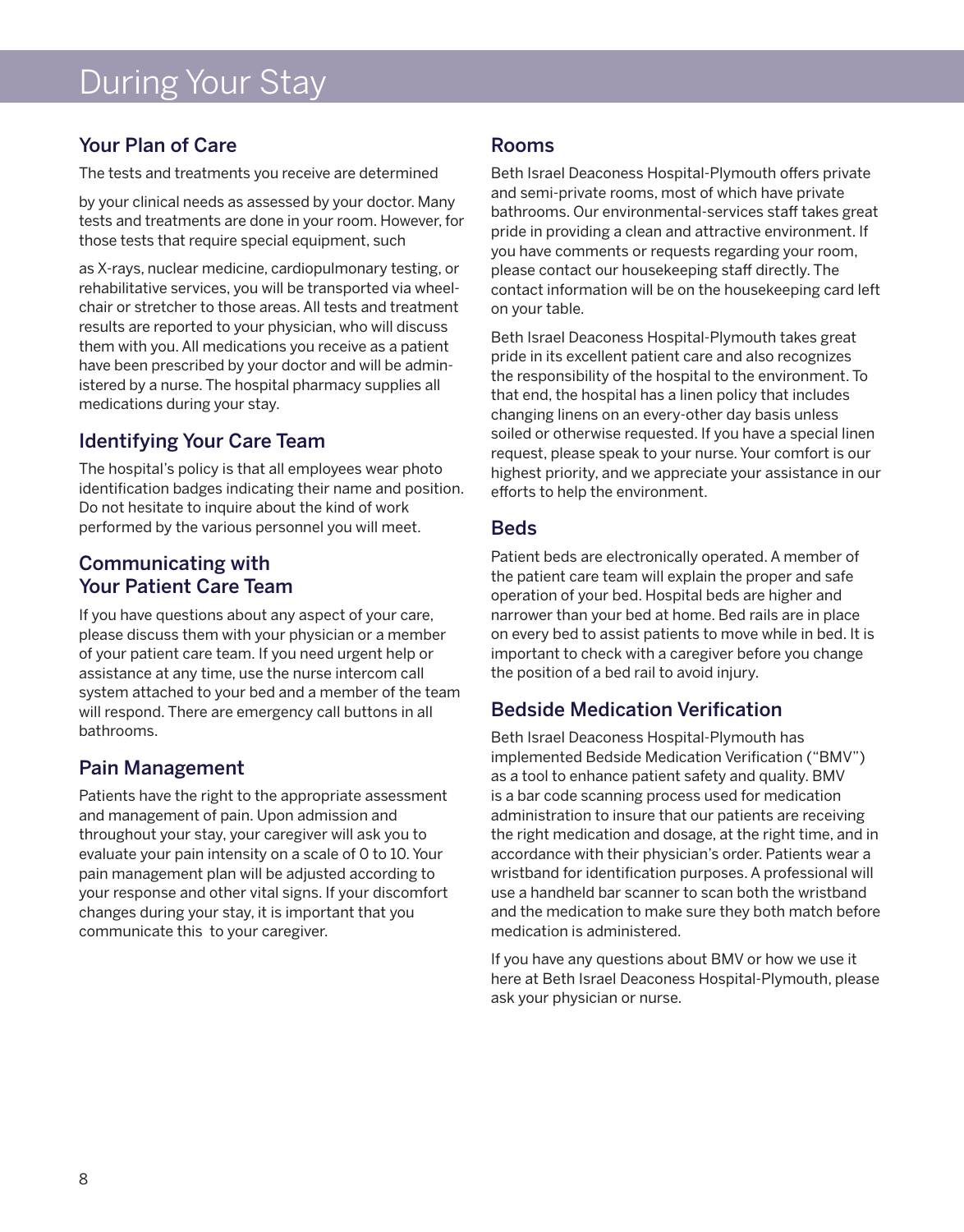# During Your Stay

## Your Plan of Care

The tests and treatments you receive are determined

by your clinical needs as assessed by your doctor. Many tests and treatments are done in your room. However, for those tests that require special equipment, such

as X-rays, nuclear medicine, cardiopulmonary testing, or rehabilitative services, you will be transported via wheelchair or stretcher to those areas. All tests and treatment results are reported to your physician, who will discuss them with you. All medications you receive as a patient have been prescribed by your doctor and will be administered by a nurse. The hospital pharmacy supplies all medications during your stay.

## Identifying Your Care Team

The hospital's policy is that all employees wear photo identification badges indicating their name and position. Do not hesitate to inquire about the kind of work performed by the various personnel you will meet.

## Communicating with Your Patient Care Team

If you have questions about any aspect of your care, please discuss them with your physician or a member of your patient care team. If you need urgent help or assistance at any time, use the nurse intercom call system attached to your bed and a member of the team will respond. There are emergency call buttons in all bathrooms.

## Pain Management

Patients have the right to the appropriate assessment and management of pain. Upon admission and throughout your stay, your caregiver will ask you to evaluate your pain intensity on a scale of 0 to 10. Your pain management plan will be adjusted according to your response and other vital signs. If your discomfort changes during your stay, it is important that you communicate this to your caregiver.

## Rooms

Beth Israel Deaconess Hospital-Plymouth offers private and semi-private rooms, most of which have private bathrooms. Our environmental-services staff takes great pride in providing a clean and attractive environment. If you have comments or requests regarding your room, please contact our housekeeping staff directly. The contact information will be on the housekeeping card left on your table.

Beth Israel Deaconess Hospital-Plymouth takes great pride in its excellent patient care and also recognizes the responsibility of the hospital to the environment. To that end, the hospital has a linen policy that includes changing linens on an every-other day basis unless soiled or otherwise requested. If you have a special linen request, please speak to your nurse. Your comfort is our highest priority, and we appreciate your assistance in our efforts to help the environment.

## Beds

Patient beds are electronically operated. A member of the patient care team will explain the proper and safe operation of your bed. Hospital beds are higher and narrower than your bed at home. Bed rails are in place on every bed to assist patients to move while in bed. It is important to check with a caregiver before you change the position of a bed rail to avoid injury.

## Bedside Medication Verification

Beth Israel Deaconess Hospital-Plymouth has implemented Bedside Medication Verification ("BMV") as a tool to enhance patient safety and quality. BMV is a bar code scanning process used for medication administration to insure that our patients are receiving the right medication and dosage, at the right time, and in accordance with their physician's order. Patients wear a wristband for identification purposes. A professional will use a handheld bar scanner to scan both the wristband and the medication to make sure they both match before medication is administered.

If you have any questions about BMV or how we use it here at Beth Israel Deaconess Hospital-Plymouth, please ask your physician or nurse.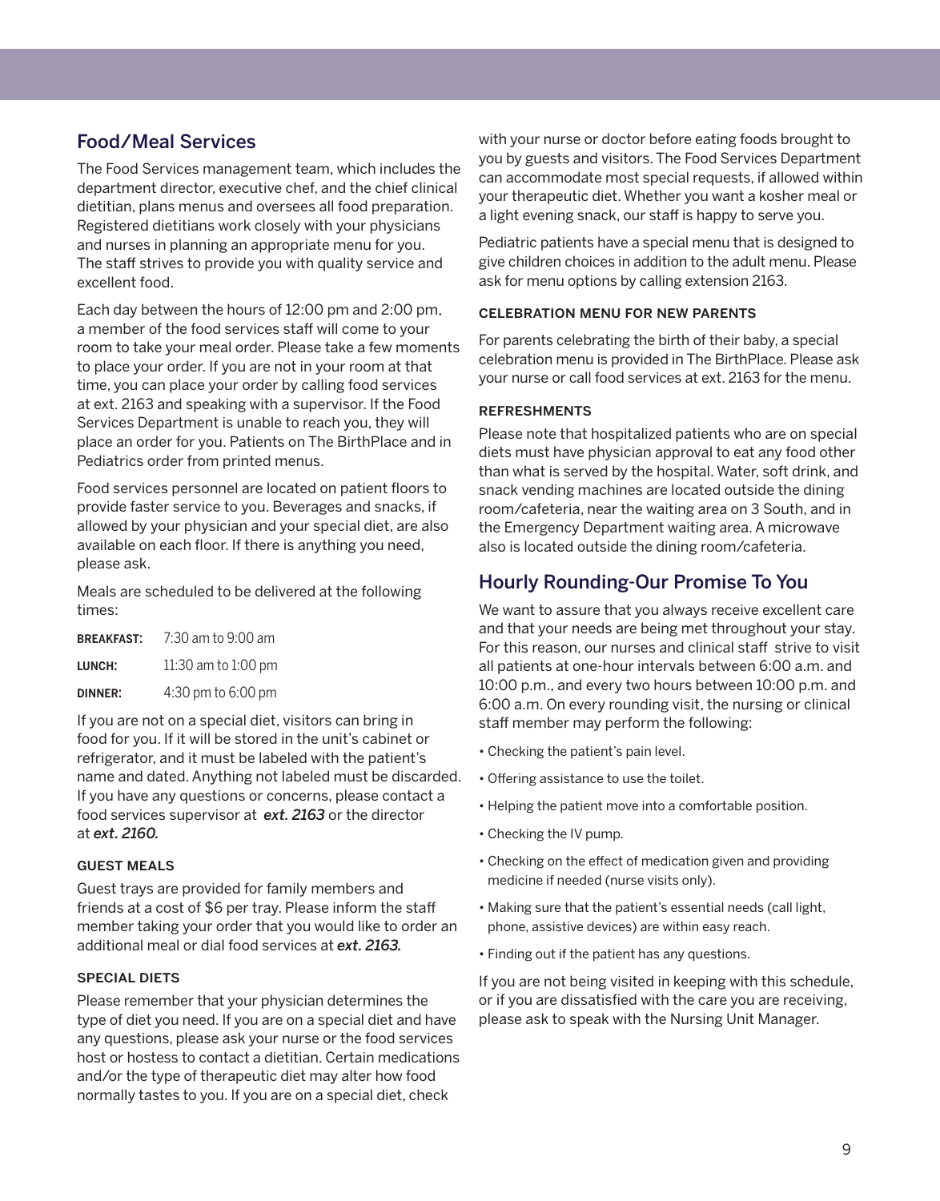## Food/Meal Services

The Food Services management team, which includes the department director, executive chef, and the chief clinical dietitian, plans menus and oversees all food preparation. Registered dietitians work closely with your physicians and nurses in planning an appropriate menu for you. The staff strives to provide you with quality service and excellent food.

Each day between the hours of 12:00 pm and 2:00 pm, a member of the food services staff will come to your room to take your meal order. Please take a few moments to place your order. If you are not in your room at that time, you can place your order by calling food services at ext. 2163 and speaking with a supervisor. If the Food Services Department is unable to reach you, they will place an order for you. Patients on The BirthPlace and in Pediatrics order from printed menus.

Food services personnel are located on patient floors to provide faster service to you. Beverages and snacks, if allowed by your physician and your special diet, are also available on each floor. If there is anything you need, please ask.

Meals are scheduled to be delivered at the following times:

| | |
|---|---|
| **BREAKFAST:** | 7:30 am to 9:00 am |
| **LUNCH:** | 11:30 am to 1:00 pm |
| **DINNER:** | 4:30 pm to 6:00 pm |

If you are not on a special diet, visitors can bring in food for you. If it will be stored in the unit's cabinet or refrigerator, and it must be labeled with the patient's name and dated. Anything not labeled must be discarded. If you have any questions or concerns, please contact a food services supervisor at ***ext. 2163*** or the director at ***ext. 2160.***

### GUEST MEALS

Guest trays are provided for family members and friends at a cost of $6 per tray. Please inform the staff member taking your order that you would like to order an additional meal or dial food services at ***ext. 2163.***

### SPECIAL DIETS

Please remember that your physician determines the type of diet you need. If you are on a special diet and have any questions, please ask your nurse or the food services host or hostess to contact a dietitian. Certain medications and/or the type of therapeutic diet may alter how food normally tastes to you. If you are on a special diet, check with your nurse or doctor before eating foods brought to you by guests and visitors. The Food Services Department can accommodate most special requests, if allowed within your therapeutic diet. Whether you want a kosher meal or a light evening snack, our staff is happy to serve you.

Pediatric patients have a special menu that is designed to give children choices in addition to the adult menu. Please ask for menu options by calling extension 2163.

### CELEBRATION MENU FOR NEW PARENTS

For parents celebrating the birth of their baby, a special celebration menu is provided in The BirthPlace. Please ask your nurse or call food services at ext. 2163 for the menu.

### REFRESHMENTS

Please note that hospitalized patients who are on special diets must have physician approval to eat any food other than what is served by the hospital. Water, soft drink, and snack vending machines are located outside the dining room/cafeteria, near the waiting area on 3 South, and in the Emergency Department waiting area. A microwave also is located outside the dining room/cafeteria.

## Hourly Rounding-Our Promise To You

We want to assure that you always receive excellent care and that your needs are being met throughout your stay. For this reason, our nurses and clinical staff strive to visit all patients at one-hour intervals between 6:00 a.m. and 10:00 p.m., and every two hours between 10:00 p.m. and 6:00 a.m. On every rounding visit, the nursing or clinical staff member may perform the following:

- Checking the patient's pain level.
- Offering assistance to use the toilet.
- Helping the patient move into a comfortable position.
- Checking the IV pump.
- Checking on the effect of medication given and providing medicine if needed (nurse visits only).
- Making sure that the patient's essential needs (call light, phone, assistive devices) are within easy reach.
- Finding out if the patient has any questions.

If you are not being visited in keeping with this schedule, or if you are dissatisfied with the care you are receiving, please ask to speak with the Nursing Unit Manager.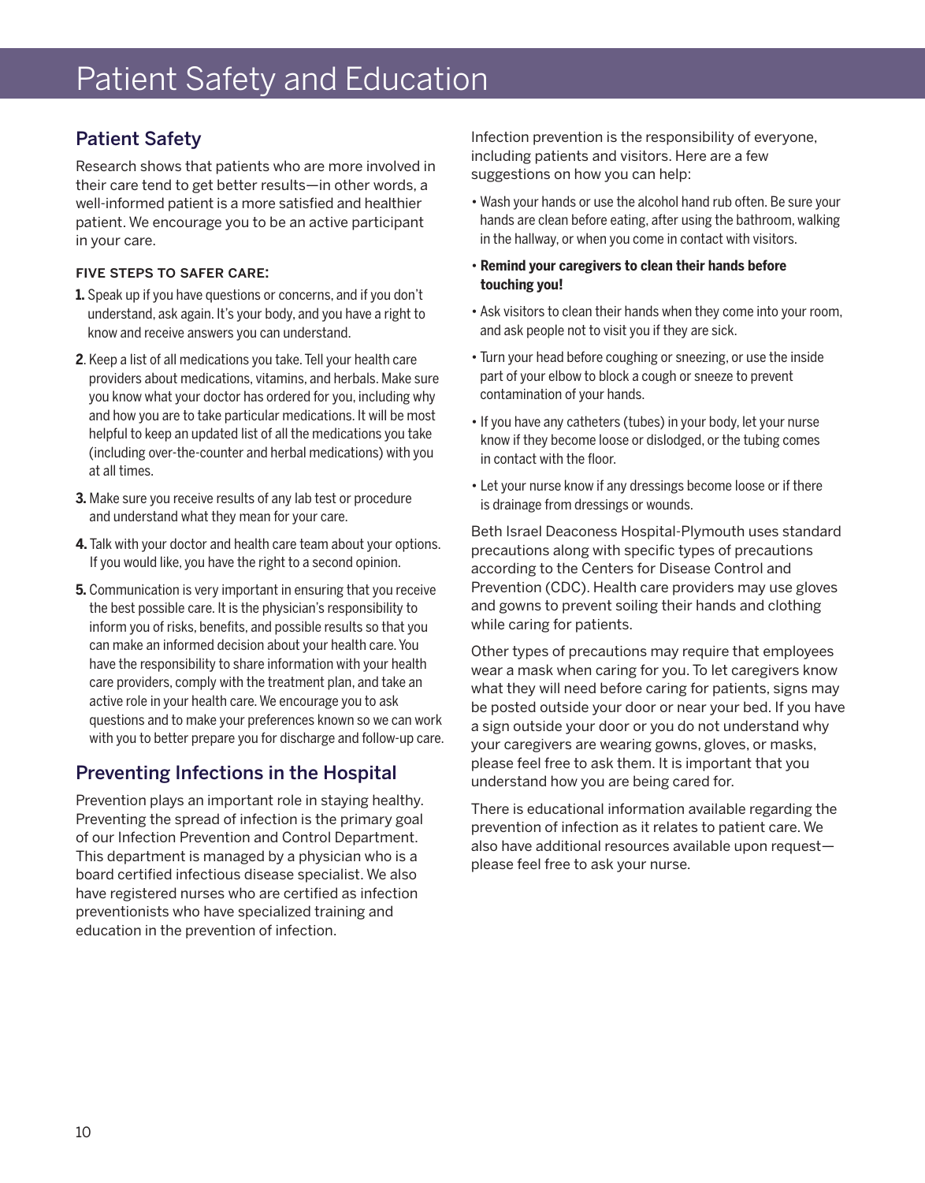# Patient Safety and Education

## Patient Safety

Research shows that patients who are more involved in their care tend to get better results—in other words, a well-informed patient is a more satisfied and healthier patient. We encourage you to be an active participant in your care.

### FIVE STEPS TO SAFER CARE:

1. Speak up if you have questions or concerns, and if you don't understand, ask again. It's your body, and you have a right to know and receive answers you can understand.
2. Keep a list of all medications you take. Tell your health care providers about medications, vitamins, and herbals. Make sure you know what your doctor has ordered for you, including why and how you are to take particular medications. It will be most helpful to keep an updated list of all the medications you take (including over-the-counter and herbal medications) with you at all times.
3. Make sure you receive results of any lab test or procedure and understand what they mean for your care.
4. Talk with your doctor and health care team about your options. If you would like, you have the right to a second opinion.
5. Communication is very important in ensuring that you receive the best possible care. It is the physician's responsibility to inform you of risks, benefits, and possible results so that you can make an informed decision about your health care. You have the responsibility to share information with your health care providers, comply with the treatment plan, and take an active role in your health care. We encourage you to ask questions and to make your preferences known so we can work with you to better prepare you for discharge and follow-up care.

## Preventing Infections in the Hospital

Prevention plays an important role in staying healthy. Preventing the spread of infection is the primary goal of our Infection Prevention and Control Department. This department is managed by a physician who is a board certified infectious disease specialist. We also have registered nurses who are certified as infection preventionists who have specialized training and education in the prevention of infection.

Infection prevention is the responsibility of everyone, including patients and visitors. Here are a few suggestions on how you can help:

- Wash your hands or use the alcohol hand rub often. Be sure your hands are clean before eating, after using the bathroom, walking in the hallway, or when you come in contact with visitors.
- **Remind your caregivers to clean their hands before touching you!**
- Ask visitors to clean their hands when they come into your room, and ask people not to visit you if they are sick.
- Turn your head before coughing or sneezing, or use the inside part of your elbow to block a cough or sneeze to prevent contamination of your hands.
- If you have any catheters (tubes) in your body, let your nurse know if they become loose or dislodged, or the tubing comes in contact with the floor.
- Let your nurse know if any dressings become loose or if there is drainage from dressings or wounds.

Beth Israel Deaconess Hospital-Plymouth uses standard precautions along with specific types of precautions according to the Centers for Disease Control and Prevention (CDC). Health care providers may use gloves and gowns to prevent soiling their hands and clothing while caring for patients.

Other types of precautions may require that employees wear a mask when caring for you. To let caregivers know what they will need before caring for patients, signs may be posted outside your door or near your bed. If you have a sign outside your door or you do not understand why your caregivers are wearing gowns, gloves, or masks, please feel free to ask them. It is important that you understand how you are being cared for.

There is educational information available regarding the prevention of infection as it relates to patient care. We also have additional resources available upon request—please feel free to ask your nurse.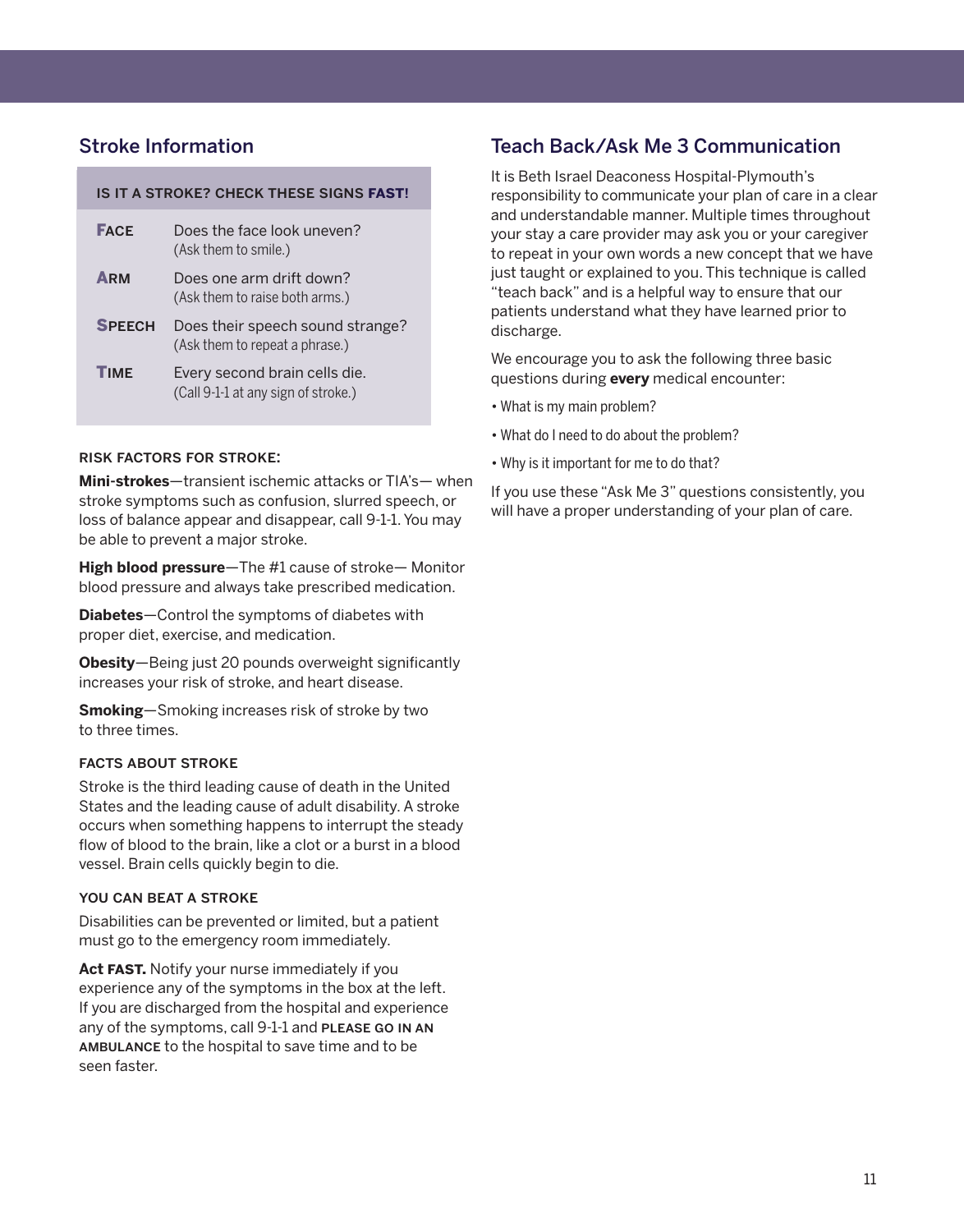## Stroke Information

| IS IT A STROKE? CHECK THESE SIGNS **FAST!** | |
|---|---|
| **FACE** | Does the face look uneven? (Ask them to smile.) |
| **ARM** | Does one arm drift down? (Ask them to raise both arms.) |
| **SPEECH** | Does their speech sound strange? (Ask them to repeat a phrase.) |
| **TIME** | Every second brain cells die. (Call 9-1-1 at any sign of stroke.) |

### RISK FACTORS FOR STROKE:

**Mini-strokes**—transient ischemic attacks or TIA's— when stroke symptoms such as confusion, slurred speech, or loss of balance appear and disappear, call 9-1-1. You may be able to prevent a major stroke.

**High blood pressure**—The #1 cause of stroke— Monitor blood pressure and always take prescribed medication.

**Diabetes**—Control the symptoms of diabetes with proper diet, exercise, and medication.

**Obesity**—Being just 20 pounds overweight significantly increases your risk of stroke, and heart disease.

**Smoking**—Smoking increases risk of stroke by two to three times.

### FACTS ABOUT STROKE

Stroke is the third leading cause of death in the United States and the leading cause of adult disability. A stroke occurs when something happens to interrupt the steady flow of blood to the brain, like a clot or a burst in a blood vessel. Brain cells quickly begin to die.

### YOU CAN BEAT A STROKE

Disabilities can be prevented or limited, but a patient must go to the emergency room immediately.

**Act FAST.** Notify your nurse immediately if you experience any of the symptoms in the box at the left. If you are discharged from the hospital and experience any of the symptoms, call 9-1-1 and PLEASE GO IN AN AMBULANCE to the hospital to save time and to be seen faster.

## Teach Back/Ask Me 3 Communication

It is Beth Israel Deaconess Hospital-Plymouth's responsibility to communicate your plan of care in a clear and understandable manner. Multiple times throughout your stay a care provider may ask you or your caregiver to repeat in your own words a new concept that we have just taught or explained to you. This technique is called "teach back" and is a helpful way to ensure that our patients understand what they have learned prior to discharge.

We encourage you to ask the following three basic questions during **every** medical encounter:

- What is my main problem?
- What do I need to do about the problem?
- Why is it important for me to do that?

If you use these "Ask Me 3" questions consistently, you will have a proper understanding of your plan of care.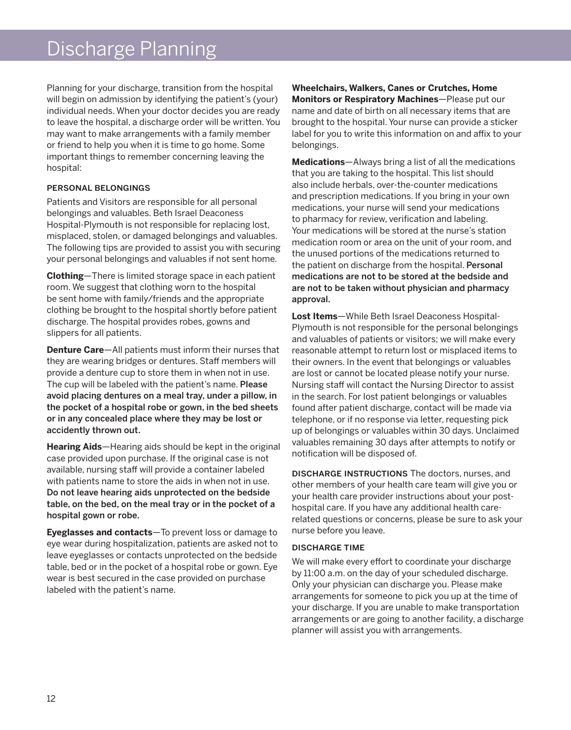# Discharge Planning

Planning for your discharge, transition from the hospital will begin on admission by identifying the patient's (your) individual needs. When your doctor decides you are ready to leave the hospital, a discharge order will be written. You may want to make arrangements with a family member or friend to help you when it is time to go home. Some important things to remember concerning leaving the hospital:

### PERSONAL BELONGINGS

Patients and Visitors are responsible for all personal belongings and valuables. Beth Israel Deaconess Hospital-Plymouth is not responsible for replacing lost, misplaced, stolen, or damaged belongings and valuables. The following tips are provided to assist you with securing your personal belongings and valuables if not sent home.

**Clothing**—There is limited storage space in each patient room. We suggest that clothing worn to the hospital be sent home with family/friends and the appropriate clothing be brought to the hospital shortly before patient discharge. The hospital provides robes, gowns and slippers for all patients.

**Denture Care**—All patients must inform their nurses that they are wearing bridges or dentures. Staff members will provide a denture cup to store them in when not in use. The cup will be labeled with the patient's name. **Please avoid placing dentures on a meal tray, under a pillow, in the pocket of a hospital robe or gown, in the bed sheets or in any concealed place where they may be lost or accidently thrown out.**

**Hearing Aids**—Hearing aids should be kept in the original case provided upon purchase. If the original case is not available, nursing staff will provide a container labeled with patients name to store the aids in when not in use. **Do not leave hearing aids unprotected on the bedside table, on the bed, on the meal tray or in the pocket of a hospital gown or robe.**

**Eyeglasses and contacts**—To prevent loss or damage to eye wear during hospitalization, patients are asked not to leave eyeglasses or contacts unprotected on the bedside table, bed or in the pocket of a hospital robe or gown. Eye wear is best secured in the case provided on purchase labeled with the patient's name.

**Wheelchairs, Walkers, Canes or Crutches, Home Monitors or Respiratory Machines**—Please put our name and date of birth on all necessary items that are brought to the hospital. Your nurse can provide a sticker label for you to write this information on and affix to your belongings.

**Medications**—Always bring a list of all the medications that you are taking to the hospital. This list should also include herbals, over-the-counter medications and prescription medications. If you bring in your own medications, your nurse will send your medications to pharmacy for review, verification and labeling. Your medications will be stored at the nurse's station medication room or area on the unit of your room, and the unused portions of the medications returned to the patient on discharge from the hospital. **Personal medications are not to be stored at the bedside and are not to be taken without physician and pharmacy approval.**

**Lost Items**—While Beth Israel Deaconess Hospital-Plymouth is not responsible for the personal belongings and valuables of patients or visitors; we will make every reasonable attempt to return lost or misplaced items to their owners. In the event that belongings or valuables are lost or cannot be located please notify your nurse. Nursing staff will contact the Nursing Director to assist in the search. For lost patient belongings or valuables found after patient discharge, contact will be made via telephone, or if no response via letter, requesting pick up of belongings or valuables within 30 days. Unclaimed valuables remaining 30 days after attempts to notify or notification will be disposed of.

**DISCHARGE INSTRUCTIONS** The doctors, nurses, and other members of your health care team will give you or your health care provider instructions about your post-hospital care. If you have any additional health care-related questions or concerns, please be sure to ask your nurse before you leave.

### DISCHARGE TIME

We will make every effort to coordinate your discharge by 11:00 a.m. on the day of your scheduled discharge. Only your physician can discharge you. Please make arrangements for someone to pick you up at the time of your discharge. If you are unable to make transportation arrangements or are going to another facility, a discharge planner will assist you with arrangements.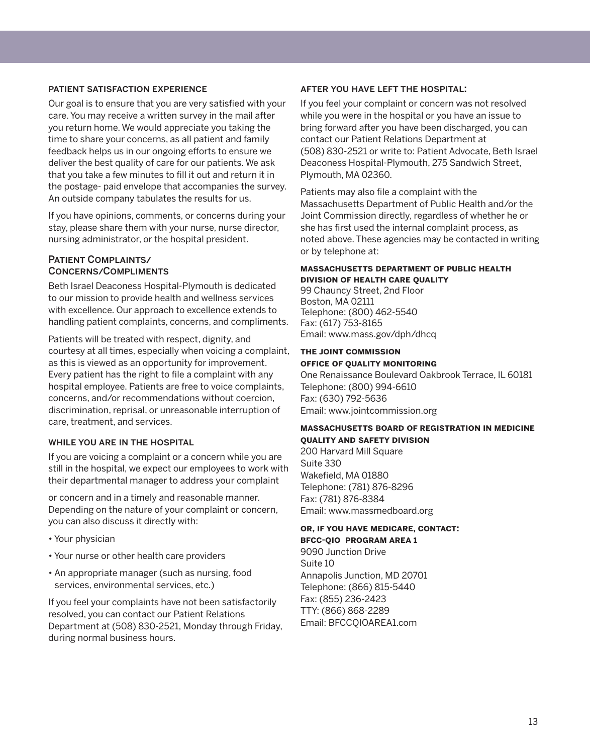## PATIENT SATISFACTION EXPERIENCE

Our goal is to ensure that you are very satisfied with your care. You may receive a written survey in the mail after you return home. We would appreciate you taking the time to share your concerns, as all patient and family feedback helps us in our ongoing efforts to ensure we deliver the best quality of care for our patients. We ask that you take a few minutes to fill it out and return it in the postage- paid envelope that accompanies the survey. An outside company tabulates the results for us.

If you have opinions, comments, or concerns during your stay, please share them with your nurse, nurse director, nursing administrator, or the hospital president.

## Patient Complaints/ Concerns/Compliments

Beth Israel Deaconess Hospital-Plymouth is dedicated to our mission to provide health and wellness services with excellence. Our approach to excellence extends to handling patient complaints, concerns, and compliments.

Patients will be treated with respect, dignity, and courtesy at all times, especially when voicing a complaint, as this is viewed as an opportunity for improvement. Every patient has the right to file a complaint with any hospital employee. Patients are free to voice complaints, concerns, and/or recommendations without coercion, discrimination, reprisal, or unreasonable interruption of care, treatment, and services.

### WHILE YOU ARE IN THE HOSPITAL

If you are voicing a complaint or a concern while you are still in the hospital, we expect our employees to work with their departmental manager to address your complaint or concern and in a timely and reasonable manner. Depending on the nature of your complaint or concern, you can also discuss it directly with:

- Your physician
- Your nurse or other health care providers
- An appropriate manager (such as nursing, food services, environmental services, etc.)

If you feel your complaints have not been satisfactorily resolved, you can contact our Patient Relations Department at (508) 830-2521, Monday through Friday, during normal business hours.

### AFTER YOU HAVE LEFT THE HOSPITAL:

If you feel your complaint or concern was not resolved while you were in the hospital or you have an issue to bring forward after you have been discharged, you can contact our Patient Relations Department at (508) 830-2521 or write to: Patient Advocate, Beth Israel Deaconess Hospital-Plymouth, 275 Sandwich Street, Plymouth, MA 02360.

Patients may also file a complaint with the Massachusetts Department of Public Health and/or the Joint Commission directly, regardless of whether he or she has first used the internal complaint process, as noted above. These agencies may be contacted in writing or by telephone at:

**MASSACHUSETTS DEPARTMENT OF PUBLIC HEALTH**
**DIVISION OF HEALTH CARE QUALITY**
99 Chauncy Street, 2nd Floor
Boston, MA 02111
Telephone: (800) 462-5540
Fax: (617) 753-8165
Email: www.mass.gov/dph/dhcq

**THE JOINT COMMISSION**
**OFFICE OF QUALITY MONITORING**
One Renaissance Boulevard Oakbrook Terrace, IL 60181
Telephone: (800) 994-6610
Fax: (630) 792-5636
Email: www.jointcommission.org

**MASSACHUSETTS BOARD OF REGISTRATION IN MEDICINE**
**QUALITY AND SAFETY DIVISION**
200 Harvard Mill Square
Suite 330
Wakefield, MA 01880
Telephone: (781) 876-8296
Fax: (781) 876-8384
Email: www.massmedboard.org

**OR, IF YOU HAVE MEDICARE, CONTACT:**
**BFCC-QIO PROGRAM AREA 1**
9090 Junction Drive
Suite 10
Annapolis Junction, MD 20701
Telephone: (866) 815-5440
Fax: (855) 236-2423
TTY: (866) 868-2289
Email: BFCCQIOAREA1.com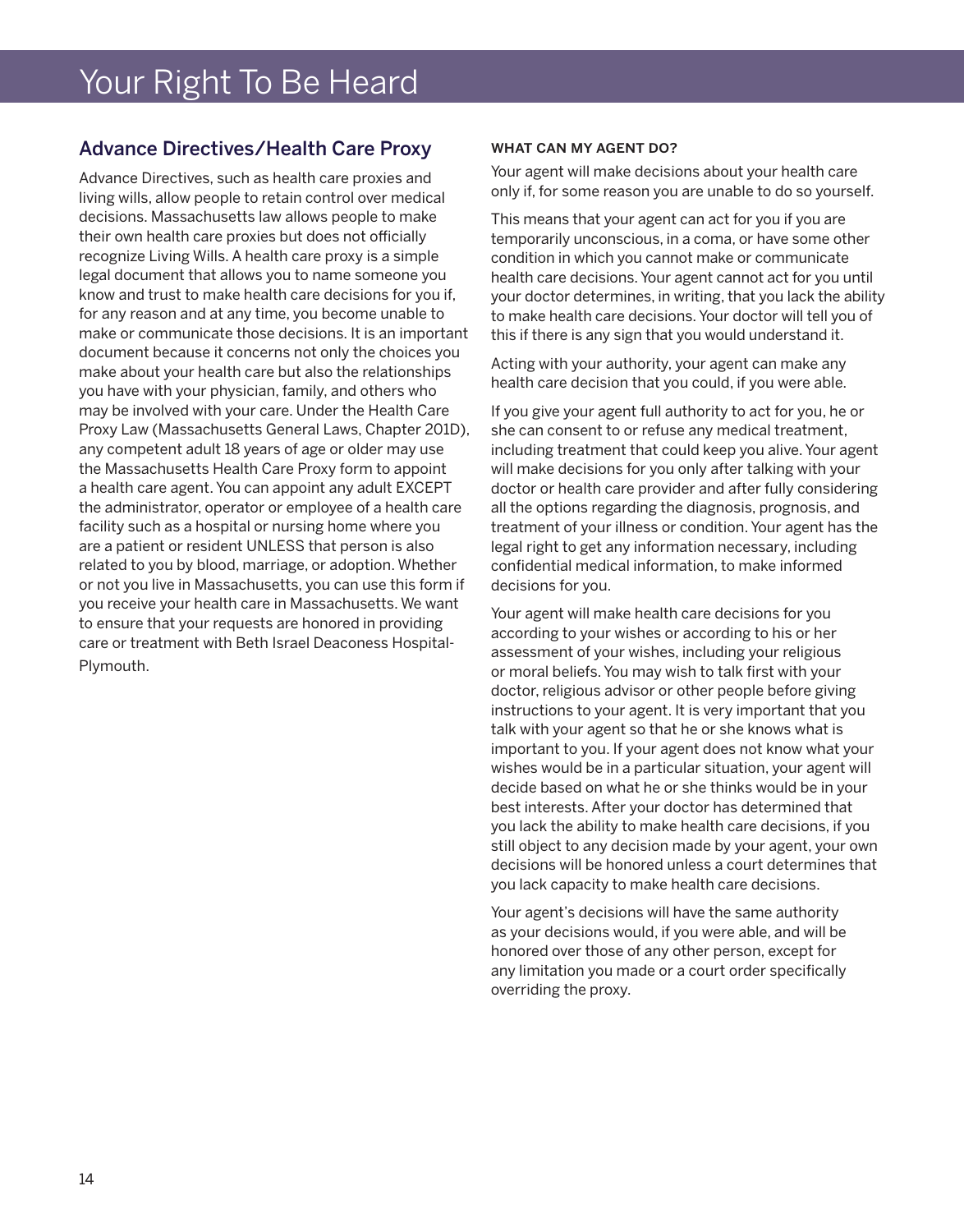# Your Right To Be Heard

## Advance Directives/Health Care Proxy

Advance Directives, such as health care proxies and living wills, allow people to retain control over medical decisions. Massachusetts law allows people to make their own health care proxies but does not officially recognize Living Wills. A health care proxy is a simple legal document that allows you to name someone you know and trust to make health care decisions for you if, for any reason and at any time, you become unable to make or communicate those decisions. It is an important document because it concerns not only the choices you make about your health care but also the relationships you have with your physician, family, and others who may be involved with your care. Under the Health Care Proxy Law (Massachusetts General Laws, Chapter 201D), any competent adult 18 years of age or older may use the Massachusetts Health Care Proxy form to appoint a health care agent. You can appoint any adult EXCEPT the administrator, operator or employee of a health care facility such as a hospital or nursing home where you are a patient or resident UNLESS that person is also related to you by blood, marriage, or adoption. Whether or not you live in Massachusetts, you can use this form if you receive your health care in Massachusetts. We want to ensure that your requests are honored in providing care or treatment with Beth Israel Deaconess Hospital-Plymouth.

### WHAT CAN MY AGENT DO?

Your agent will make decisions about your health care only if, for some reason you are unable to do so yourself.

This means that your agent can act for you if you are temporarily unconscious, in a coma, or have some other condition in which you cannot make or communicate health care decisions. Your agent cannot act for you until your doctor determines, in writing, that you lack the ability to make health care decisions. Your doctor will tell you of this if there is any sign that you would understand it.

Acting with your authority, your agent can make any health care decision that you could, if you were able.

If you give your agent full authority to act for you, he or she can consent to or refuse any medical treatment, including treatment that could keep you alive. Your agent will make decisions for you only after talking with your doctor or health care provider and after fully considering all the options regarding the diagnosis, prognosis, and treatment of your illness or condition. Your agent has the legal right to get any information necessary, including confidential medical information, to make informed decisions for you.

Your agent will make health care decisions for you according to your wishes or according to his or her assessment of your wishes, including your religious or moral beliefs. You may wish to talk first with your doctor, religious advisor or other people before giving instructions to your agent. It is very important that you talk with your agent so that he or she knows what is important to you. If your agent does not know what your wishes would be in a particular situation, your agent will decide based on what he or she thinks would be in your best interests. After your doctor has determined that you lack the ability to make health care decisions, if you still object to any decision made by your agent, your own decisions will be honored unless a court determines that you lack capacity to make health care decisions.

Your agent's decisions will have the same authority as your decisions would, if you were able, and will be honored over those of any other person, except for any limitation you made or a court order specifically overriding the proxy.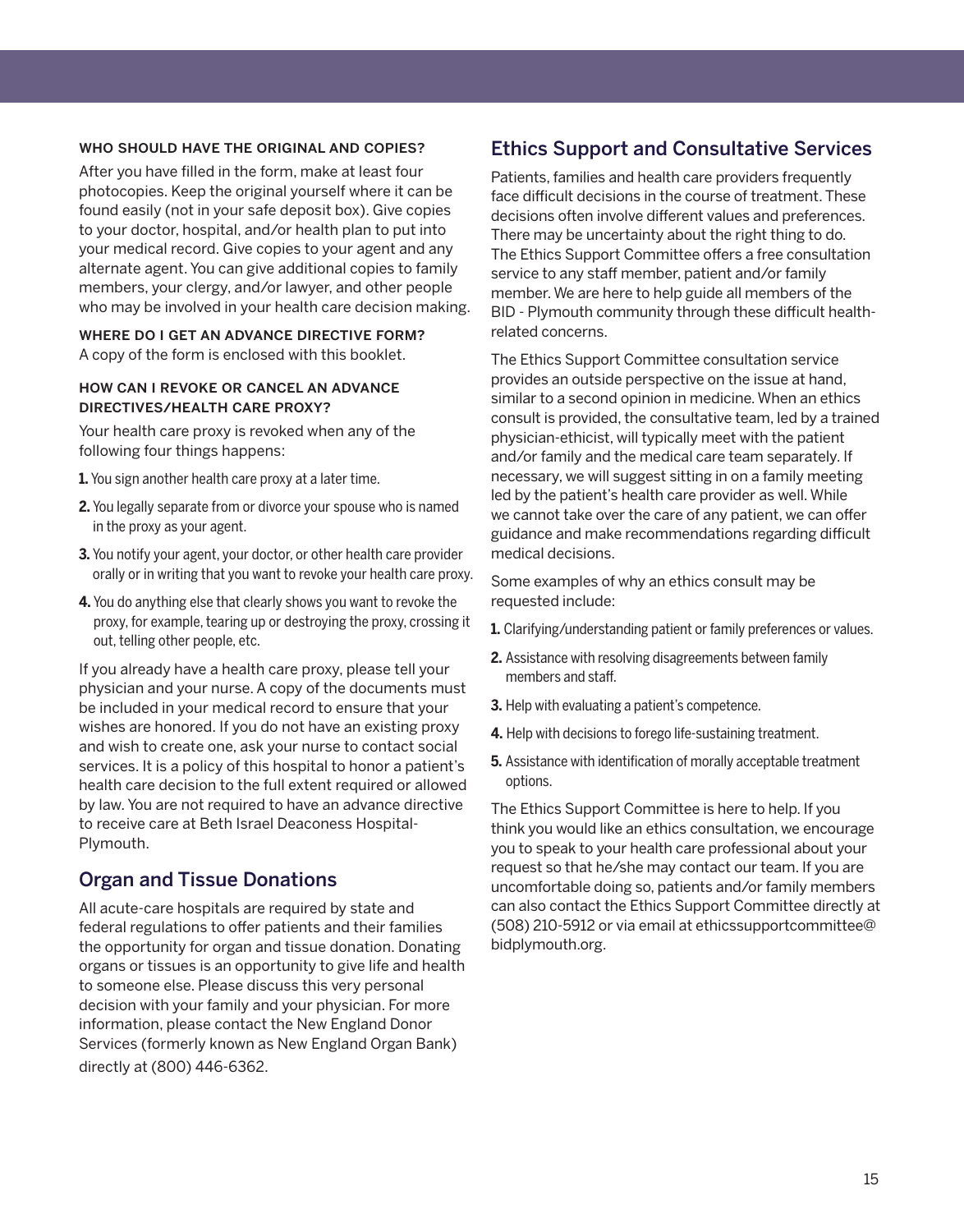### WHO SHOULD HAVE THE ORIGINAL AND COPIES?

After you have filled in the form, make at least four photocopies. Keep the original yourself where it can be found easily (not in your safe deposit box). Give copies to your doctor, hospital, and/or health plan to put into your medical record. Give copies to your agent and any alternate agent. You can give additional copies to family members, your clergy, and/or lawyer, and other people who may be involved in your health care decision making.

### WHERE DO I GET AN ADVANCE DIRECTIVE FORM?

A copy of the form is enclosed with this booklet.

### HOW CAN I REVOKE OR CANCEL AN ADVANCE DIRECTIVES/HEALTH CARE PROXY?

Your health care proxy is revoked when any of the following four things happens:

1. You sign another health care proxy at a later time.
2. You legally separate from or divorce your spouse who is named in the proxy as your agent.
3. You notify your agent, your doctor, or other health care provider orally or in writing that you want to revoke your health care proxy.
4. You do anything else that clearly shows you want to revoke the proxy, for example, tearing up or destroying the proxy, crossing it out, telling other people, etc.

If you already have a health care proxy, please tell your physician and your nurse. A copy of the documents must be included in your medical record to ensure that your wishes are honored. If you do not have an existing proxy and wish to create one, ask your nurse to contact social services. It is a policy of this hospital to honor a patient's health care decision to the full extent required or allowed by law. You are not required to have an advance directive to receive care at Beth Israel Deaconess Hospital-Plymouth.

## Organ and Tissue Donations

All acute-care hospitals are required by state and federal regulations to offer patients and their families the opportunity for organ and tissue donation. Donating organs or tissues is an opportunity to give life and health to someone else. Please discuss this very personal decision with your family and your physician. For more information, please contact the New England Donor Services (formerly known as New England Organ Bank) directly at (800) 446-6362.

## Ethics Support and Consultative Services

Patients, families and health care providers frequently face difficult decisions in the course of treatment. These decisions often involve different values and preferences. There may be uncertainty about the right thing to do. The Ethics Support Committee offers a free consultation service to any staff member, patient and/or family member. We are here to help guide all members of the BID - Plymouth community through these difficult health-related concerns.

The Ethics Support Committee consultation service provides an outside perspective on the issue at hand, similar to a second opinion in medicine. When an ethics consult is provided, the consultative team, led by a trained physician-ethicist, will typically meet with the patient and/or family and the medical care team separately. If necessary, we will suggest sitting in on a family meeting led by the patient's health care provider as well. While we cannot take over the care of any patient, we can offer guidance and make recommendations regarding difficult medical decisions.

Some examples of why an ethics consult may be requested include:

1. Clarifying/understanding patient or family preferences or values.
2. Assistance with resolving disagreements between family members and staff.
3. Help with evaluating a patient's competence.
4. Help with decisions to forego life-sustaining treatment.
5. Assistance with identification of morally acceptable treatment options.

The Ethics Support Committee is here to help. If you think you would like an ethics consultation, we encourage you to speak to your health care professional about your request so that he/she may contact our team. If you are uncomfortable doing so, patients and/or family members can also contact the Ethics Support Committee directly at (508) 210-5912 or via email at ethicssupportcommittee@bidplymouth.org.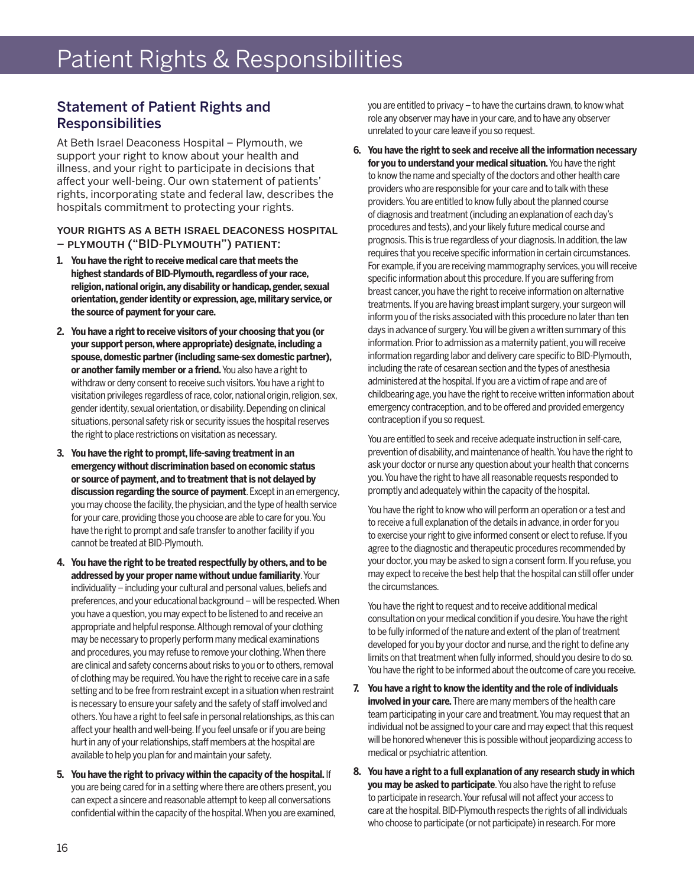# Patient Rights & Responsibilities

## Statement of Patient Rights and Responsibilities

At Beth Israel Deaconess Hospital – Plymouth, we support your right to know about your health and illness, and your right to participate in decisions that affect your well-being. Our own statement of patients' rights, incorporating state and federal law, describes the hospitals commitment to protecting your rights.

### YOUR RIGHTS AS A BETH ISRAEL DEACONESS HOSPITAL – PLYMOUTH ("BID-PLYMOUTH") PATIENT:

1. **You have the right to receive medical care that meets the highest standards of BID-Plymouth, regardless of your race, religion, national origin, any disability or handicap, gender, sexual orientation, gender identity or expression, age, military service, or the source of payment for your care.**

2. **You have a right to receive visitors of your choosing that you (or your support person, where appropriate) designate, including a spouse, domestic partner (including same-sex domestic partner), or another family member or a friend.** You also have a right to withdraw or deny consent to receive such visitors. You have a right to visitation privileges regardless of race, color, national origin, religion, sex, gender identity, sexual orientation, or disability. Depending on clinical situations, personal safety risk or security issues the hospital reserves the right to place restrictions on visitation as necessary.

3. **You have the right to prompt, life-saving treatment in an emergency without discrimination based on economic status or source of payment, and to treatment that is not delayed by discussion regarding the source of payment**. Except in an emergency, you may choose the facility, the physician, and the type of health service for your care, providing those you choose are able to care for you. You have the right to prompt and safe transfer to another facility if you cannot be treated at BID-Plymouth.

4. **You have the right to be treated respectfully by others, and to be addressed by your proper name without undue familiarity**. Your individuality – including your cultural and personal values, beliefs and preferences, and your educational background – will be respected. When you have a question, you may expect to be listened to and receive an appropriate and helpful response. Although removal of your clothing may be necessary to properly perform many medical examinations and procedures, you may refuse to remove your clothing. When there are clinical and safety concerns about risks to you or to others, removal of clothing may be required. You have the right to receive care in a safe setting and to be free from restraint except in a situation when restraint is necessary to ensure your safety and the safety of staff involved and others. You have a right to feel safe in personal relationships, as this can affect your health and well-being. If you feel unsafe or if you are being hurt in any of your relationships, staff members at the hospital are available to help you plan for and maintain your safety.

5. **You have the right to privacy within the capacity of the hospital.** If you are being cared for in a setting where there are others present, you can expect a sincere and reasonable attempt to keep all conversations confidential within the capacity of the hospital. When you are examined, you are entitled to privacy – to have the curtains drawn, to know what role any observer may have in your care, and to have any observer unrelated to your care leave if you so request.

6. **You have the right to seek and receive all the information necessary for you to understand your medical situation.** You have the right to know the name and specialty of the doctors and other health care providers who are responsible for your care and to talk with these providers. You are entitled to know fully about the planned course of diagnosis and treatment (including an explanation of each day's procedures and tests), and your likely future medical course and prognosis. This is true regardless of your diagnosis. In addition, the law requires that you receive specific information in certain circumstances. For example, if you are receiving mammography services, you will receive specific information about this procedure. If you are suffering from breast cancer, you have the right to receive information on alternative treatments. If you are having breast implant surgery, your surgeon will inform you of the risks associated with this procedure no later than ten days in advance of surgery. You will be given a written summary of this information. Prior to admission as a maternity patient, you will receive information regarding labor and delivery care specific to BID-Plymouth, including the rate of cesarean section and the types of anesthesia administered at the hospital. If you are a victim of rape and are of childbearing age, you have the right to receive written information about emergency contraception, and to be offered and provided emergency contraception if you so request.

   You are entitled to seek and receive adequate instruction in self-care, prevention of disability, and maintenance of health. You have the right to ask your doctor or nurse any question about your health that concerns you. You have the right to have all reasonable requests responded to promptly and adequately within the capacity of the hospital.

   You have the right to know who will perform an operation or a test and to receive a full explanation of the details in advance, in order for you to exercise your right to give informed consent or elect to refuse. If you agree to the diagnostic and therapeutic procedures recommended by your doctor, you may be asked to sign a consent form. If you refuse, you may expect to receive the best help that the hospital can still offer under the circumstances.

   You have the right to request and to receive additional medical consultation on your medical condition if you desire. You have the right to be fully informed of the nature and extent of the plan of treatment developed for you by your doctor and nurse, and the right to define any limits on that treatment when fully informed, should you desire to do so. You have the right to be informed about the outcome of care you receive.

7. **You have a right to know the identity and the role of individuals involved in your care.** There are many members of the health care team participating in your care and treatment. You may request that an individual not be assigned to your care and may expect that this request will be honored whenever this is possible without jeopardizing access to medical or psychiatric attention.

8. **You have a right to a full explanation of any research study in which you may be asked to participate**. You also have the right to refuse to participate in research. Your refusal will not affect your access to care at the hospital. BID-Plymouth respects the rights of all individuals who choose to participate (or not participate) in research. For more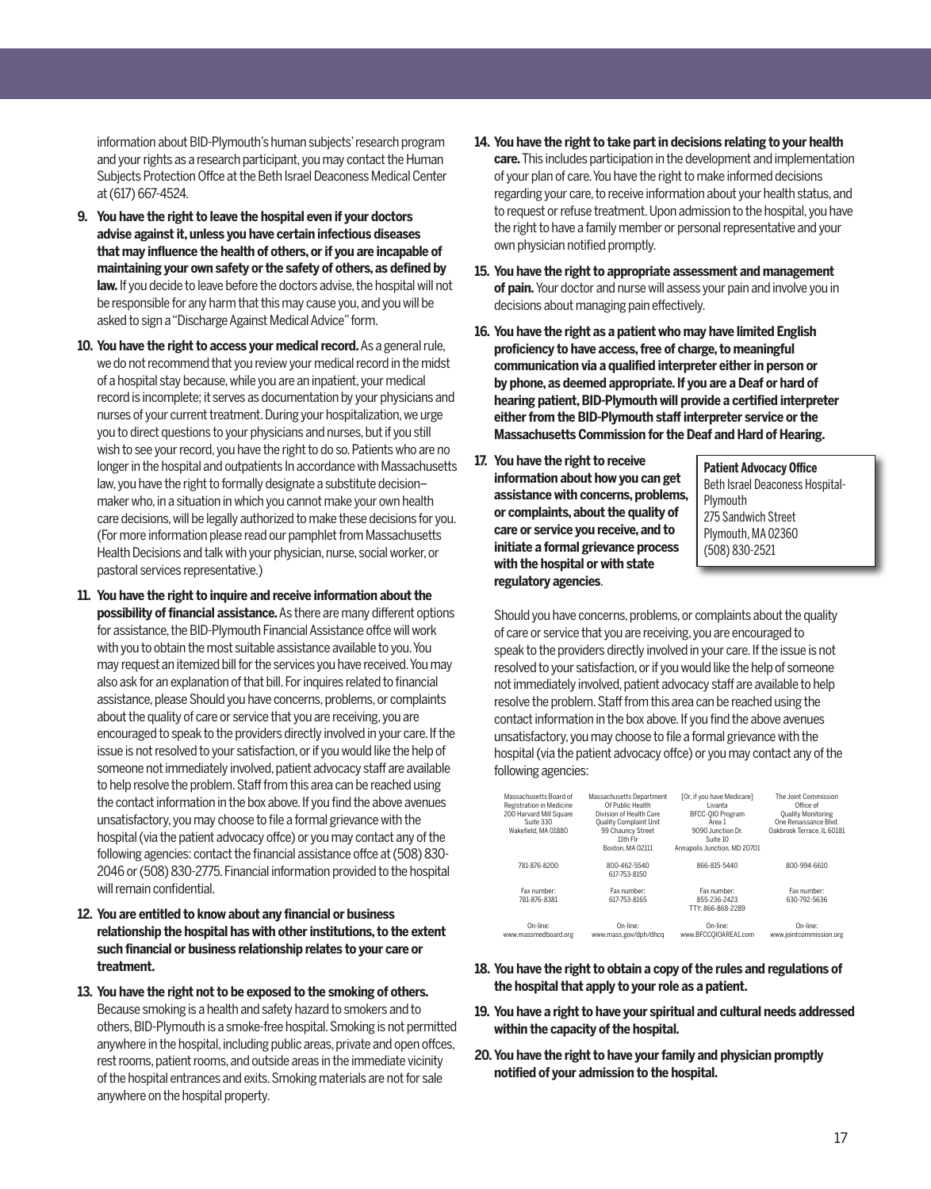information about BID-Plymouth's human subjects' research program and your rights as a research participant, you may contact the Human Subjects Protection Offce at the Beth Israel Deaconess Medical Center at (617) 667-4524.

9. **You have the right to leave the hospital even if your doctors advise against it, unless you have certain infectious diseases that may influence the health of others, or if you are incapable of maintaining your own safety or the safety of others, as defined by law.** If you decide to leave before the doctors advise, the hospital will not be responsible for any harm that this may cause you, and you will be asked to sign a "Discharge Against Medical Advice" form.

10. **You have the right to access your medical record.** As a general rule, we do not recommend that you review your medical record in the midst of a hospital stay because, while you are an inpatient, your medical record is incomplete; it serves as documentation by your physicians and nurses of your current treatment. During your hospitalization, we urge you to direct questions to your physicians and nurses, but if you still wish to see your record, you have the right to do so. Patients who are no longer in the hospital and outpatients In accordance with Massachusetts law, you have the right to formally designate a substitute decision–maker who, in a situation in which you cannot make your own health care decisions, will be legally authorized to make these decisions for you. (For more information please read our pamphlet from Massachusetts Health Decisions and talk with your physician, nurse, social worker, or pastoral services representative.)

11. **You have the right to inquire and receive information about the possibility of financial assistance.** As there are many different options for assistance, the BID-Plymouth Financial Assistance offce will work with you to obtain the most suitable assistance available to you. You may request an itemized bill for the services you have received. You may also ask for an explanation of that bill. For inquires related to financial assistance, please Should you have concerns, problems, or complaints about the quality of care or service that you are receiving, you are encouraged to speak to the providers directly involved in your care. If the issue is not resolved to your satisfaction, or if you would like the help of someone not immediately involved, patient advocacy staff are available to help resolve the problem. Staff from this area can be reached using the contact information in the box above. If you find the above avenues unsatisfactory, you may choose to file a formal grievance with the hospital (via the patient advocacy offce) or you may contact any of the following agencies: contact the financial assistance offce at (508) 830-2046 or (508) 830-2775. Financial information provided to the hospital will remain confidential.

12. **You are entitled to know about any financial or business relationship the hospital has with other institutions, to the extent such financial or business relationship relates to your care or treatment.**

13. **You have the right not to be exposed to the smoking of others.** Because smoking is a health and safety hazard to smokers and to others, BID-Plymouth is a smoke-free hospital. Smoking is not permitted anywhere in the hospital, including public areas, private and open offces, rest rooms, patient rooms, and outside areas in the immediate vicinity of the hospital entrances and exits. Smoking materials are not for sale anywhere on the hospital property.

14. **You have the right to take part in decisions relating to your health care.** This includes participation in the development and implementation of your plan of care. You have the right to make informed decisions regarding your care, to receive information about your health status, and to request or refuse treatment. Upon admission to the hospital, you have the right to have a family member or personal representative and your own physician notified promptly.

15. **You have the right to appropriate assessment and management of pain.** Your doctor and nurse will assess your pain and involve you in decisions about managing pain effectively.

16. **You have the right as a patient who may have limited English proficiency to have access, free of charge, to meaningful communication via a qualified interpreter either in person or by phone, as deemed appropriate. If you are a Deaf or hard of hearing patient, BID-Plymouth will provide a certified interpreter either from the BID-Plymouth staff interpreter service or the Massachusetts Commission for the Deaf and Hard of Hearing.**

17. **You have the right to receive information about how you can get assistance with concerns, problems, or complaints, about the quality of care or service you receive, and to initiate a formal grievance process with the hospital or with state regulatory agencies**.

**Patient Advocacy Office**
Beth Israel Deaconess Hospital-Plymouth
275 Sandwich Street
Plymouth, MA 02360
(508) 830-2521

Should you have concerns, problems, or complaints about the quality of care or service that you are receiving, you are encouraged to speak to the providers directly involved in your care. If the issue is not resolved to your satisfaction, or if you would like the help of someone not immediately involved, patient advocacy staff are available to help resolve the problem. Staff from this area can be reached using the contact information in the box above. If you find the above avenues unsatisfactory, you may choose to file a formal grievance with the hospital (via the patient advocacy offce) or you may contact any of the following agencies:

| Massachusetts Board of Registration in Medicine 200 Harvard Mill Square Suite 330 Wakefield, MA 01880 | Massachusetts Department Of Public Health Division of Health Care Quality Complaint Unit 99 Chauncy Street 11th Flr Boston, MA 02111 | [Or, if you have Medicare] Livanta BFCC-QIO Program Area 1 9090 Junction Dr. Suite 10 Annapolis Junction, MD 20701 | The Joint Commission Office of Quality Monitoring One Renaissance Blvd. Oakbrook Terrace, IL 60181 |
|---|---|---|---|
| 781-876-8200 | 800-462-5540 617-753-8150 | 866-815-5440 | 800-994-6610 |
| Fax number: 781-876-8381 | Fax number: 617-753-8165 | Fax number: 855-236-2423 TTY: 866-868-2289 | Fax number: 630-792-5636 |
| On-line: www.massmedboard.org | On-line: www.mass.gov/dph/dhcq | On-line: www.BFCCQIOAREA1.com | On-line: www.jointcommission.org |

18. **You have the right to obtain a copy of the rules and regulations of the hospital that apply to your role as a patient.**

19. **You have a right to have your spiritual and cultural needs addressed within the capacity of the hospital.**

20. **You have the right to have your family and physician promptly notified of your admission to the hospital.**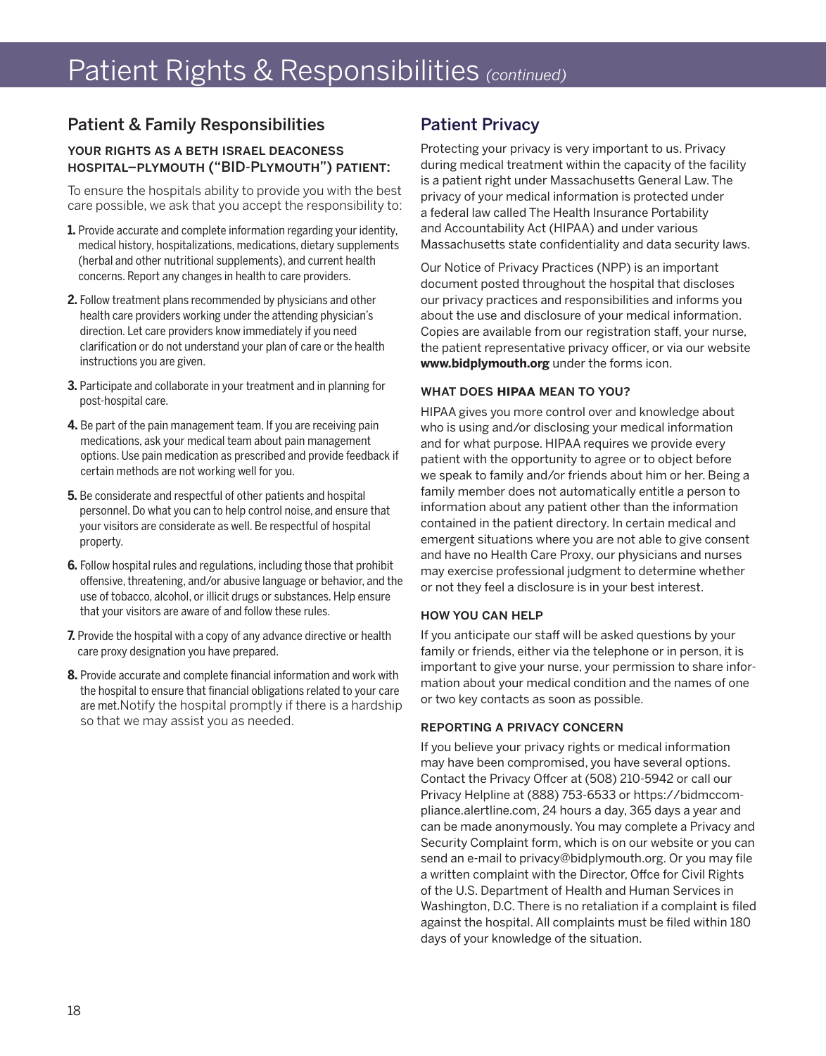# Patient Rights & Responsibilities *(continued)*

## Patient & Family Responsibilities

### YOUR RIGHTS AS A BETH ISRAEL DEACONESS HOSPITAL–PLYMOUTH ("BID-PLYMOUTH") PATIENT:

To ensure the hospitals ability to provide you with the best care possible, we ask that you accept the responsibility to:

1. Provide accurate and complete information regarding your identity, medical history, hospitalizations, medications, dietary supplements (herbal and other nutritional supplements), and current health concerns. Report any changes in health to care providers.
2. Follow treatment plans recommended by physicians and other health care providers working under the attending physician's direction. Let care providers know immediately if you need clarification or do not understand your plan of care or the health instructions you are given.
3. Participate and collaborate in your treatment and in planning for post-hospital care.
4. Be part of the pain management team. If you are receiving pain medications, ask your medical team about pain management options. Use pain medication as prescribed and provide feedback if certain methods are not working well for you.
5. Be considerate and respectful of other patients and hospital personnel. Do what you can to help control noise, and ensure that your visitors are considerate as well. Be respectful of hospital property.
6. Follow hospital rules and regulations, including those that prohibit offensive, threatening, and/or abusive language or behavior, and the use of tobacco, alcohol, or illicit drugs or substances. Help ensure that your visitors are aware of and follow these rules.
7. Provide the hospital with a copy of any advance directive or health care proxy designation you have prepared.
8. Provide accurate and complete financial information and work with the hospital to ensure that financial obligations related to your care are met.Notify the hospital promptly if there is a hardship so that we may assist you as needed.

## Patient Privacy

Protecting your privacy is very important to us. Privacy during medical treatment within the capacity of the facility is a patient right under Massachusetts General Law. The privacy of your medical information is protected under a federal law called The Health Insurance Portability and Accountability Act (HIPAA) and under various Massachusetts state confidentiality and data security laws.

Our Notice of Privacy Practices (NPP) is an important document posted throughout the hospital that discloses our privacy practices and responsibilities and informs you about the use and disclosure of your medical information. Copies are available from our registration staff, your nurse, the patient representative privacy officer, or via our website **www.bidplymouth.org** under the forms icon.

### WHAT DOES HIPAA MEAN TO YOU?

HIPAA gives you more control over and knowledge about who is using and/or disclosing your medical information and for what purpose. HIPAA requires we provide every patient with the opportunity to agree or to object before we speak to family and/or friends about him or her. Being a family member does not automatically entitle a person to information about any patient other than the information contained in the patient directory. In certain medical and emergent situations where you are not able to give consent and have no Health Care Proxy, our physicians and nurses may exercise professional judgment to determine whether or not they feel a disclosure is in your best interest.

### HOW YOU CAN HELP

If you anticipate our staff will be asked questions by your family or friends, either via the telephone or in person, it is important to give your nurse, your permission to share information about your medical condition and the names of one or two key contacts as soon as possible.

### REPORTING A PRIVACY CONCERN

If you believe your privacy rights or medical information may have been compromised, you have several options. Contact the Privacy Offcer at (508) 210-5942 or call our Privacy Helpline at (888) 753-6533 or https://bidmccompliance.alertline.com, 24 hours a day, 365 days a year and can be made anonymously. You may complete a Privacy and Security Complaint form, which is on our website or you can send an e-mail to privacy@bidplymouth.org. Or you may file a written complaint with the Director, Offce for Civil Rights of the U.S. Department of Health and Human Services in Washington, D.C. There is no retaliation if a complaint is filed against the hospital. All complaints must be filed within 180 days of your knowledge of the situation.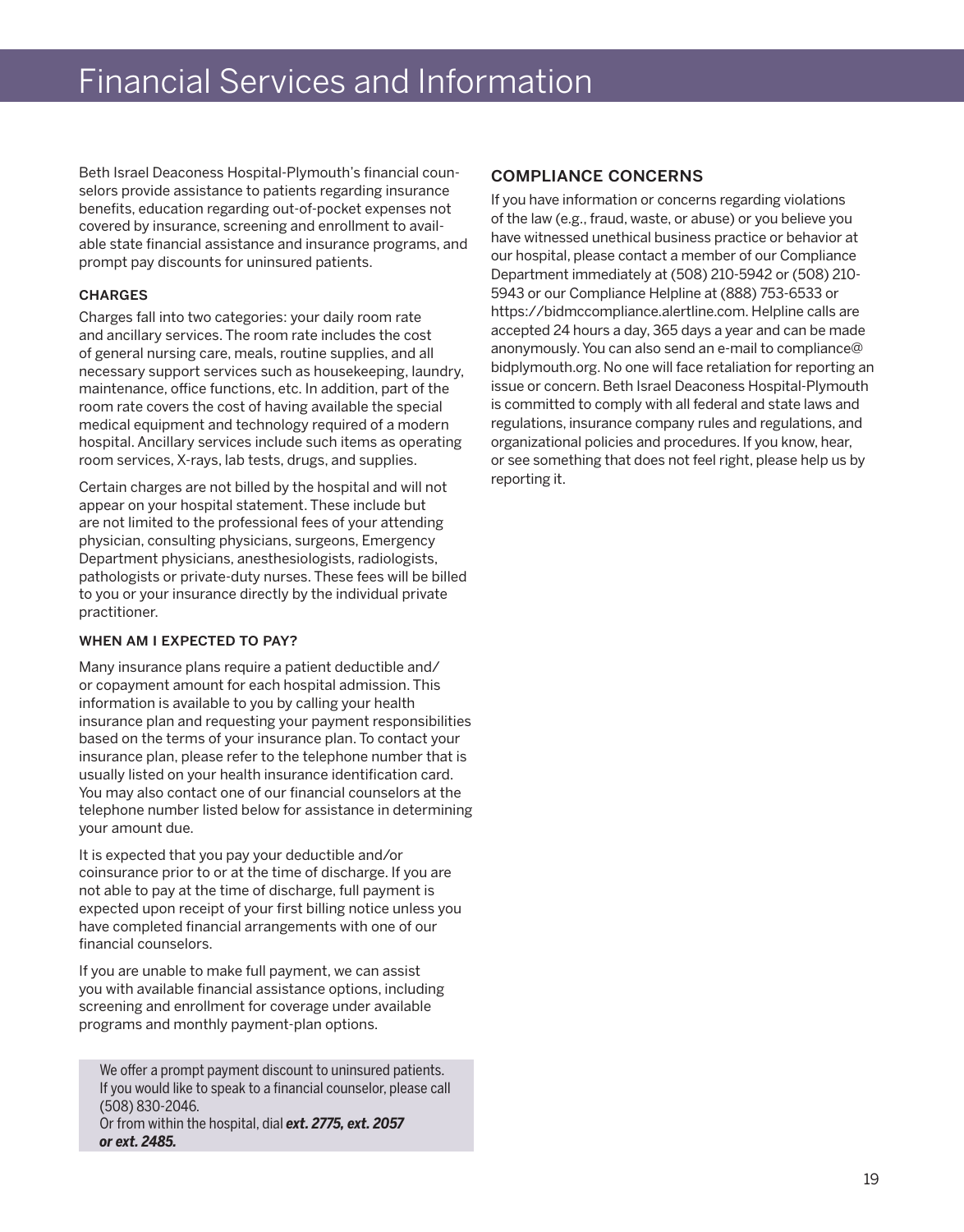# Financial Services and Information

Beth Israel Deaconess Hospital-Plymouth's financial counselors provide assistance to patients regarding insurance benefits, education regarding out-of-pocket expenses not covered by insurance, screening and enrollment to available state financial assistance and insurance programs, and prompt pay discounts for uninsured patients.

### CHARGES

Charges fall into two categories: your daily room rate and ancillary services. The room rate includes the cost of general nursing care, meals, routine supplies, and all necessary support services such as housekeeping, laundry, maintenance, office functions, etc. In addition, part of the room rate covers the cost of having available the special medical equipment and technology required of a modern hospital. Ancillary services include such items as operating room services, X-rays, lab tests, drugs, and supplies.

Certain charges are not billed by the hospital and will not appear on your hospital statement. These include but are not limited to the professional fees of your attending physician, consulting physicians, surgeons, Emergency Department physicians, anesthesiologists, radiologists, pathologists or private-duty nurses. These fees will be billed to you or your insurance directly by the individual private practitioner.

### WHEN AM I EXPECTED TO PAY?

Many insurance plans require a patient deductible and/or copayment amount for each hospital admission. This information is available to you by calling your health insurance plan and requesting your payment responsibilities based on the terms of your insurance plan. To contact your insurance plan, please refer to the telephone number that is usually listed on your health insurance identification card. You may also contact one of our financial counselors at the telephone number listed below for assistance in determining your amount due.

It is expected that you pay your deductible and/or coinsurance prior to or at the time of discharge. If you are not able to pay at the time of discharge, full payment is expected upon receipt of your first billing notice unless you have completed financial arrangements with one of our financial counselors.

If you are unable to make full payment, we can assist you with available financial assistance options, including screening and enrollment for coverage under available programs and monthly payment-plan options.

We offer a prompt payment discount to uninsured patients. If you would like to speak to a financial counselor, please call (508) 830-2046.
Or from within the hospital, dial ***ext. 2775, ext. 2057 or ext. 2485.***

## COMPLIANCE CONCERNS

If you have information or concerns regarding violations of the law (e.g., fraud, waste, or abuse) or you believe you have witnessed unethical business practice or behavior at our hospital, please contact a member of our Compliance Department immediately at (508) 210-5942 or (508) 210-5943 or our Compliance Helpline at (888) 753-6533 or https://bidmccompliance.alertline.com. Helpline calls are accepted 24 hours a day, 365 days a year and can be made anonymously. You can also send an e-mail to compliance@bidplymouth.org. No one will face retaliation for reporting an issue or concern. Beth Israel Deaconess Hospital-Plymouth is committed to comply with all federal and state laws and regulations, insurance company rules and regulations, and organizational policies and procedures. If you know, hear, or see something that does not feel right, please help us by reporting it.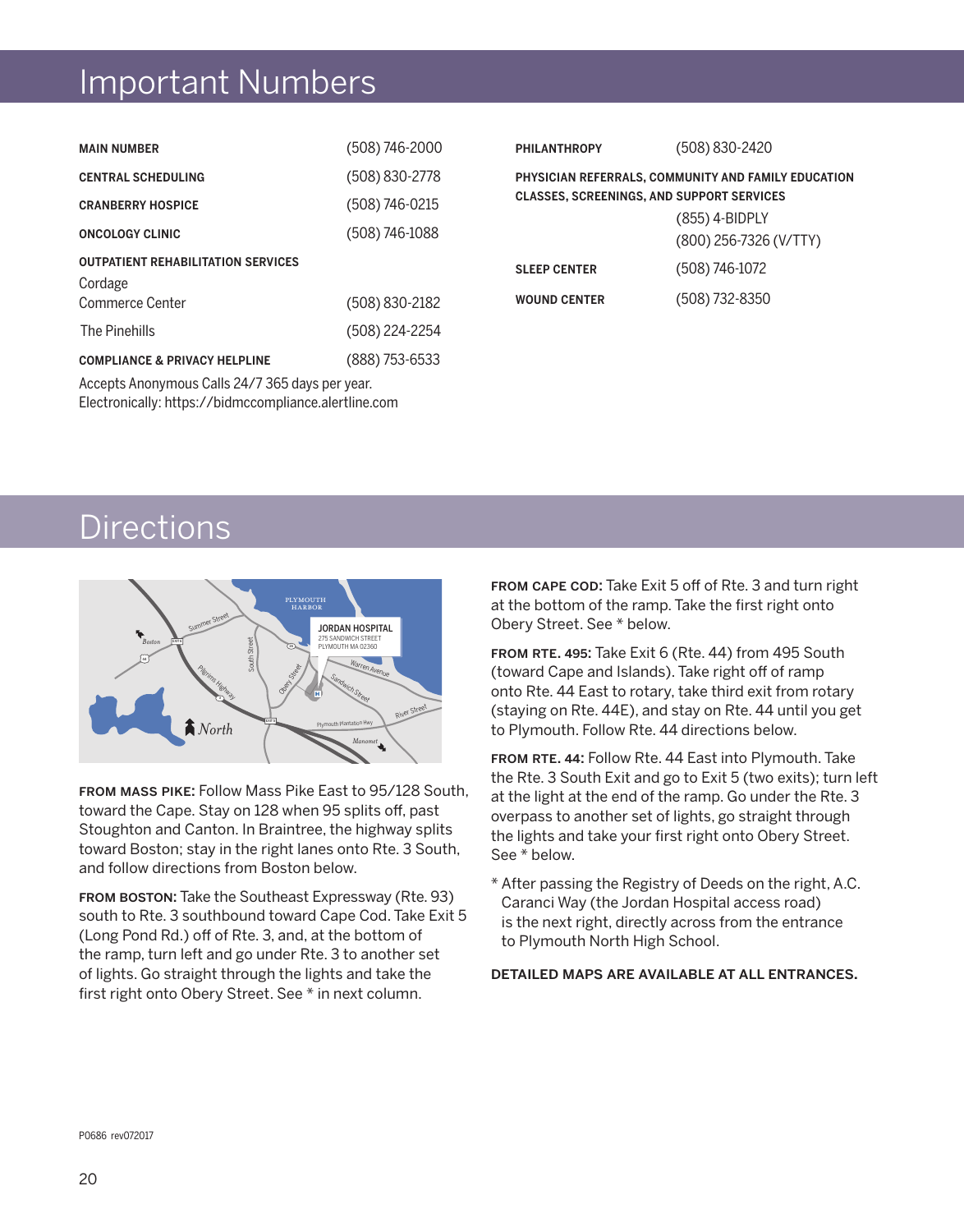# Important Numbers

| | |
|---|---|
| **MAIN NUMBER** | (508) 746-2000 |
| **CENTRAL SCHEDULING** | (508) 830-2778 |
| **CRANBERRY HOSPICE** | (508) 746-0215 |
| **ONCOLOGY CLINIC** | (508) 746-1088 |
| **OUTPATIENT REHABILITATION SERVICES** | |
| Cordage Commerce Center | (508) 830-2182 |
| The Pinehills | (508) 224-2254 |
| **COMPLIANCE & PRIVACY HELPLINE** | (888) 753-6533 |

Accepts Anonymous Calls 24/7 365 days per year.
Electronically: https://bidmccompliance.alertline.com

| | |
|---|---|
| **PHILANTHROPY** | (508) 830-2420 |
| **PHYSICIAN REFERRALS, COMMUNITY AND FAMILY EDUCATION CLASSES, SCREENINGS, AND SUPPORT SERVICES** | (855) 4-BIDPLY<br>(800) 256-7326 (V/TTY) |
| **SLEEP CENTER** | (508) 746-1072 |
| **WOUND CENTER** | (508) 732-8350 |

# Directions

**FROM MASS PIKE:** Follow Mass Pike East to 95/128 South, toward the Cape. Stay on 128 when 95 splits off, past Stoughton and Canton. In Braintree, the highway splits toward Boston; stay in the right lanes onto Rte. 3 South, and follow directions from Boston below.

**FROM BOSTON:** Take the Southeast Expressway (Rte. 93) south to Rte. 3 southbound toward Cape Cod. Take Exit 5 (Long Pond Rd.) off of Rte. 3, and, at the bottom of the ramp, turn left and go under Rte. 3 to another set of lights. Go straight through the lights and take the first right onto Obery Street. See * in next column.

**FROM CAPE COD:** Take Exit 5 off of Rte. 3 and turn right at the bottom of the ramp. Take the first right onto Obery Street. See * below.

**FROM RTE. 495:** Take Exit 6 (Rte. 44) from 495 South (toward Cape and Islands). Take right off of ramp onto Rte. 44 East to rotary, take third exit from rotary (staying on Rte. 44E), and stay on Rte. 44 until you get to Plymouth. Follow Rte. 44 directions below.

**FROM RTE. 44:** Follow Rte. 44 East into Plymouth. Take the Rte. 3 South Exit and go to Exit 5 (two exits); turn left at the light at the end of the ramp. Go under the Rte. 3 overpass to another set of lights, go straight through the lights and take your first right onto Obery Street. See * below.

* After passing the Registry of Deeds on the right, A.C. Caranci Way (the Jordan Hospital access road) is the next right, directly across from the entrance to Plymouth North High School.

**DETAILED MAPS ARE AVAILABLE AT ALL ENTRANCES.**

P0686 rev072017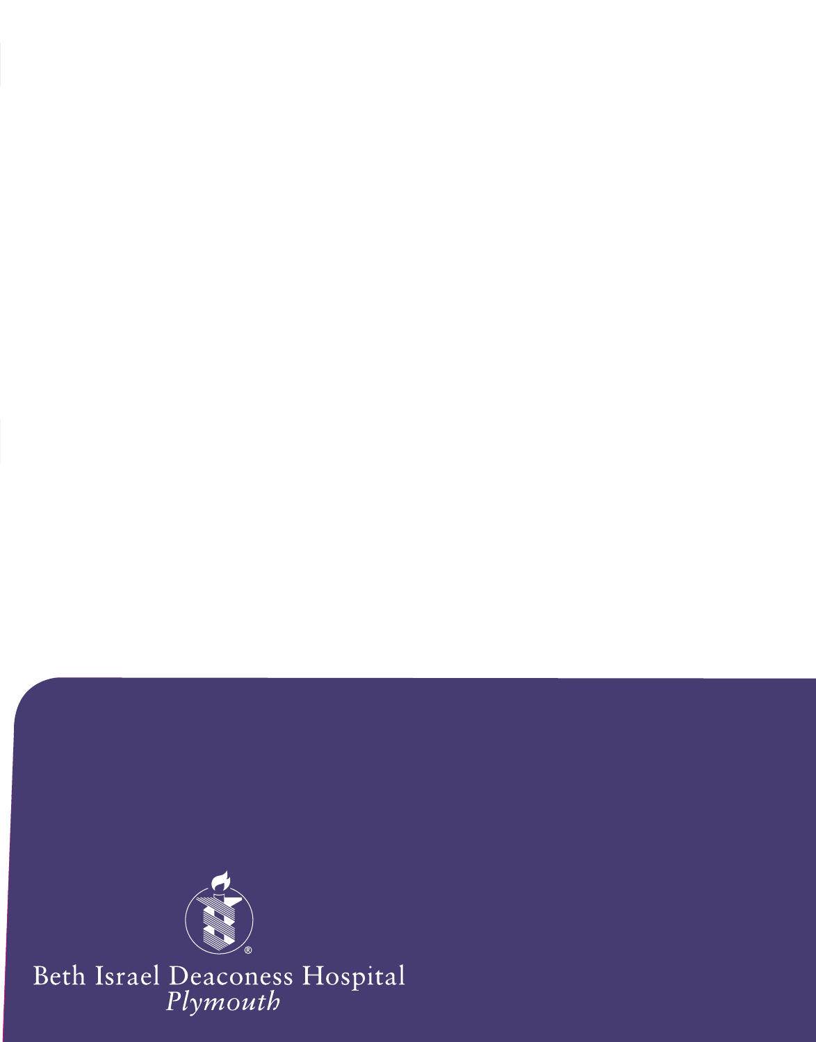Beth Israel Deaconess Hospital
*Plymouth*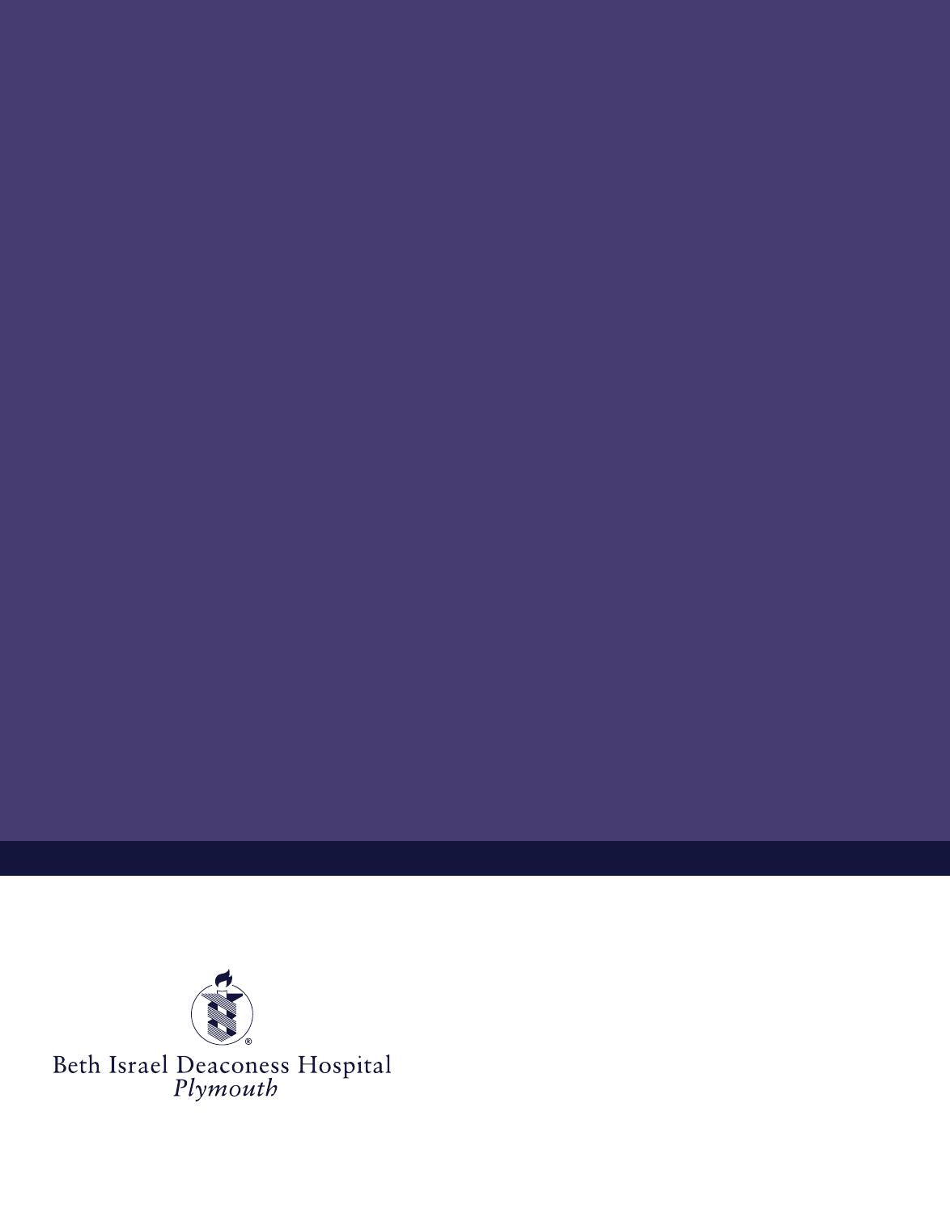Beth Israel Deaconess Hospital
*Plymouth*